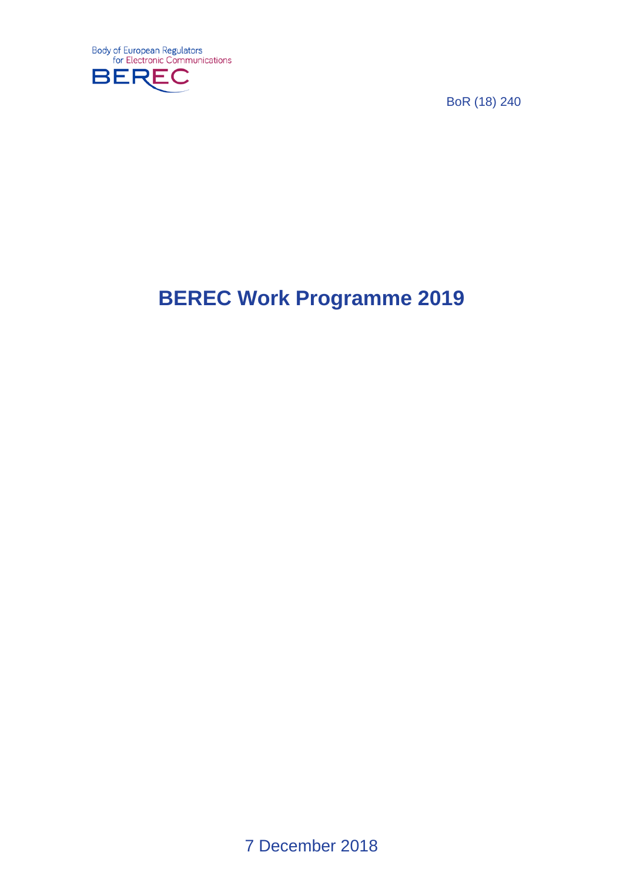Body of European Regulators for Electronic Communications

BEREC

BoR (18) 240

# BEREC Work Programme 2019

7 December 2018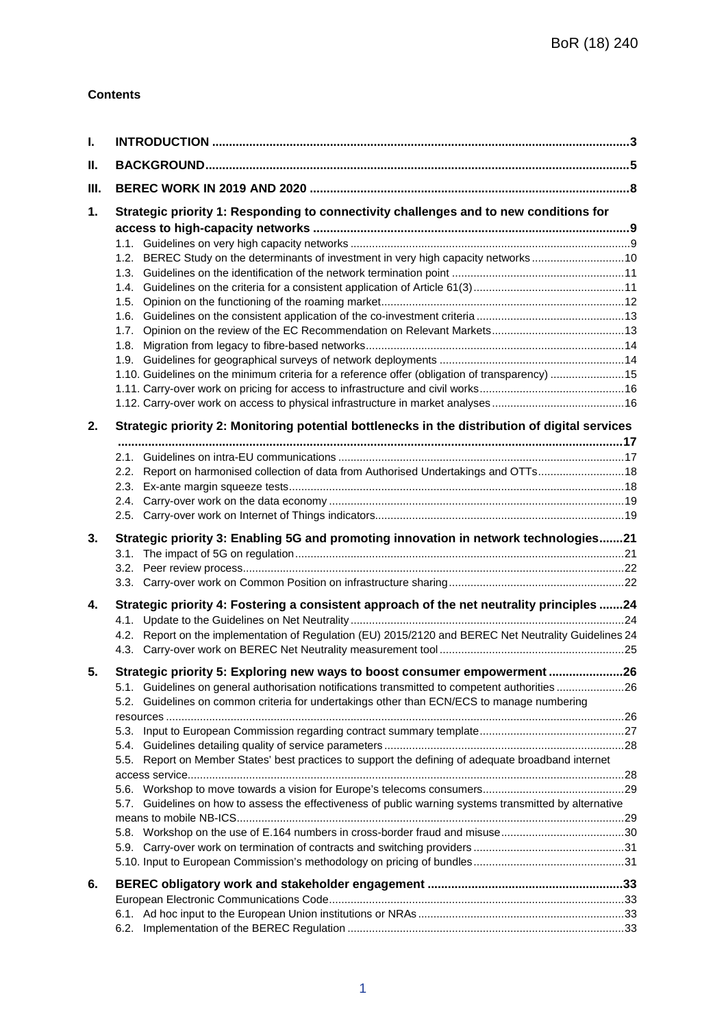**Contents**

- **I. INTRODUCTION** ... 3
- **II. BACKGROUND** ... 5
- **III. BEREC WORK IN 2019 AND 2020** ... 8
- **1. Strategic priority 1: Responding to connectivity challenges and to new conditions for access to high-capacity networks** ... 9
  - 1.1. Guidelines on very high capacity networks ... 9
  - 1.2. BEREC Study on the determinants of investment in very high capacity networks ... 10
  - 1.3. Guidelines on the identification of the network termination point ... 11
  - 1.4. Guidelines on the criteria for a consistent application of Article 61(3) ... 11
  - 1.5. Opinion on the functioning of the roaming market ... 12
  - 1.6. Guidelines on the consistent application of the co-investment criteria ... 13
  - 1.7. Opinion on the review of the EC Recommendation on Relevant Markets ... 13
  - 1.8. Migration from legacy to fibre-based networks ... 14
  - 1.9. Guidelines for geographical surveys of network deployments ... 14
  - 1.10. Guidelines on the minimum criteria for a reference offer (obligation of transparency) ... 15
  - 1.11. Carry-over work on pricing for access to infrastructure and civil works ... 16
  - 1.12. Carry-over work on access to physical infrastructure in market analyses ... 16
- **2. Strategic priority 2: Monitoring potential bottlenecks in the distribution of digital services** ... 17
  - 2.1. Guidelines on intra-EU communications ... 17
  - 2.2. Report on harmonised collection of data from Authorised Undertakings and OTTs ... 18
  - 2.3. Ex-ante margin squeeze tests ... 18
  - 2.4. Carry-over work on the data economy ... 19
  - 2.5. Carry-over work on Internet of Things indicators ... 19
- **3. Strategic priority 3: Enabling 5G and promoting innovation in network technologies** ... 21
  - 3.1. The impact of 5G on regulation ... 21
  - 3.2. Peer review process ... 22
  - 3.3. Carry-over work on Common Position on infrastructure sharing ... 22
- **4. Strategic priority 4: Fostering a consistent approach of the net neutrality principles** ... 24
  - 4.1. Update to the Guidelines on Net Neutrality ... 24
  - 4.2. Report on the implementation of Regulation (EU) 2015/2120 and BEREC Net Neutrality Guidelines ... 24
  - 4.3. Carry-over work on BEREC Net Neutrality measurement tool ... 25
- **5. Strategic priority 5: Exploring new ways to boost consumer empowerment** ... 26
  - 5.1. Guidelines on general authorisation notifications transmitted to competent authorities ... 26
  - 5.2. Guidelines on common criteria for undertakings other than ECN/ECS to manage numbering resources ... 26
  - 5.3. Input to European Commission regarding contract summary template ... 27
  - 5.4. Guidelines detailing quality of service parameters ... 28
  - 5.5. Report on Member States' best practices to support the defining of adequate broadband internet access service ... 28
  - 5.6. Workshop to move towards a vision for Europe's telecoms consumers ... 29
  - 5.7. Guidelines on how to assess the effectiveness of public warning systems transmitted by alternative means to mobile NB-ICS ... 29
  - 5.8. Workshop on the use of E.164 numbers in cross-border fraud and misuse ... 30
  - 5.9. Carry-over work on termination of contracts and switching providers ... 31
  - 5.10. Input to European Commission's methodology on pricing of bundles ... 31
- **6. BEREC obligatory work and stakeholder engagement** ... 33
  - European Electronic Communications Code ... 33
  - 6.1. Ad hoc input to the European Union institutions or NRAs ... 33
  - 6.2. Implementation of the BEREC Regulation ... 33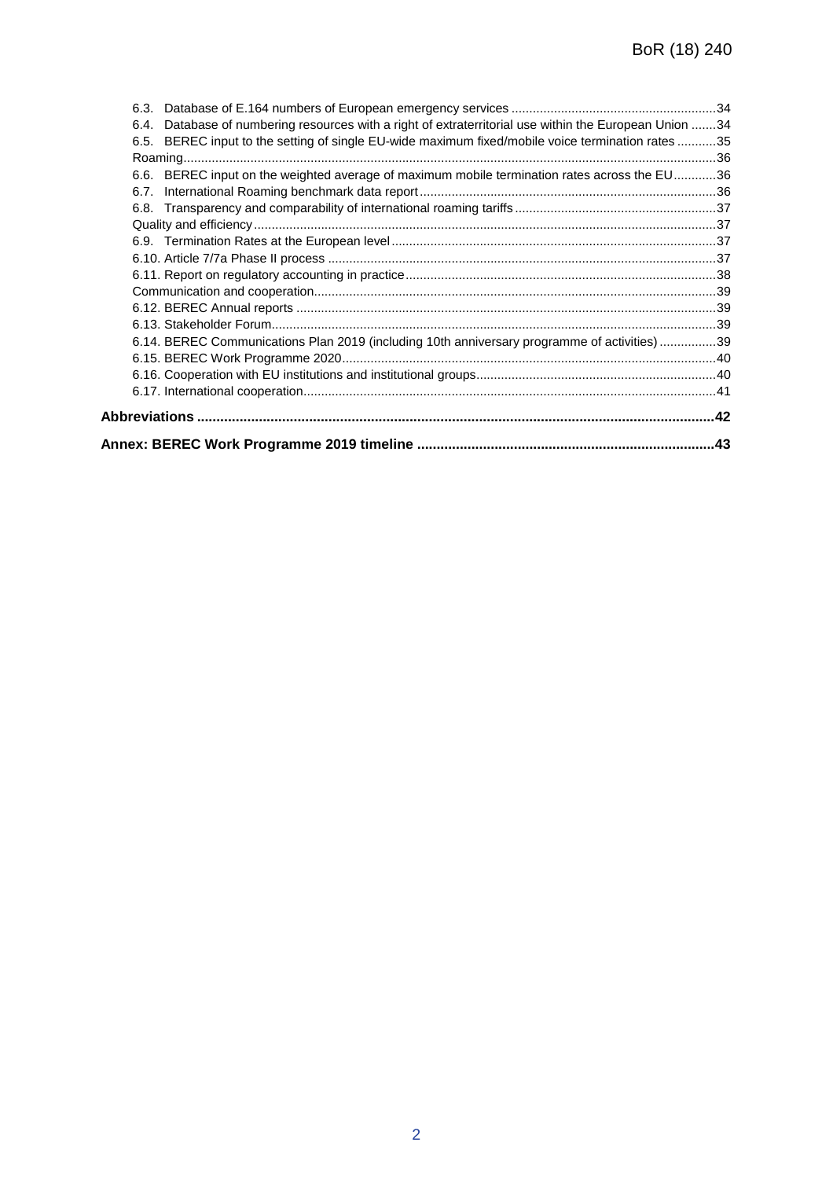6.3. Database of E.164 numbers of European emergency services ........................................................34

6.4. Database of numbering resources with a right of extraterritorial use within the European Union .......34

6.5. BEREC input to the setting of single EU-wide maximum fixed/mobile voice termination rates ...........35

Roaming......................................................................................................................................................36

6.6. BEREC input on the weighted average of maximum mobile termination rates across the EU............36

6.7. International Roaming benchmark data report...................................................................................36

6.8. Transparency and comparability of international roaming tariffs........................................................37

Quality and efficiency..................................................................................................................................37

6.9. Termination Rates at the European level...........................................................................................37

6.10. Article 7/7a Phase II process ............................................................................................................37

6.11. Report on regulatory accounting in practice.......................................................................................38

Communication and cooperation.................................................................................................................39

6.12. BEREC Annual reports ......................................................................................................................39

6.13. Stakeholder Forum.............................................................................................................................39

6.14. BEREC Communications Plan 2019 (including 10th anniversary programme of activities) ................39

6.15. BEREC Work Programme 2020.........................................................................................................40

6.16. Cooperation with EU institutions and institutional groups...................................................................40

6.17. International cooperation....................................................................................................................41

**Abbreviations ....................................................................................................................................42**

**Annex: BEREC Work Programme 2019 timeline ............................................................................43**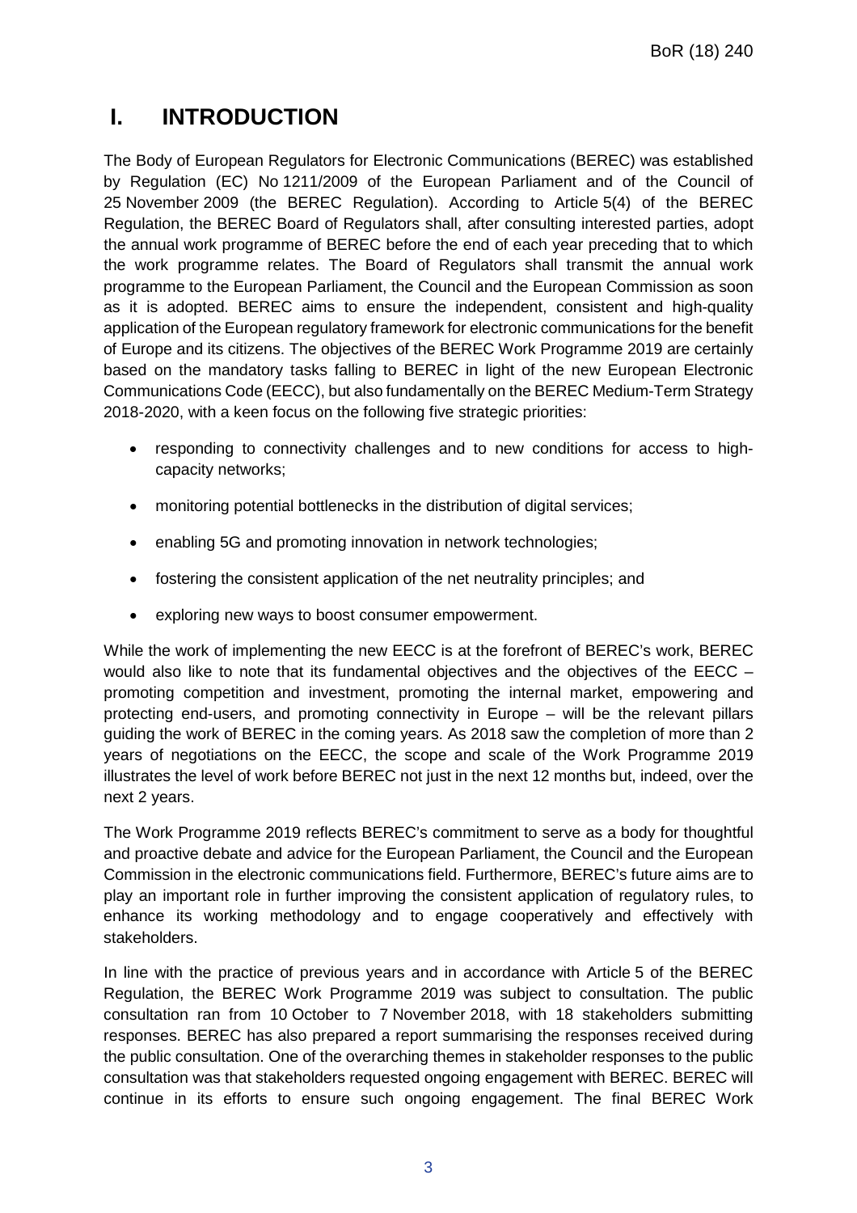# I. INTRODUCTION

The Body of European Regulators for Electronic Communications (BEREC) was established by Regulation (EC) No 1211/2009 of the European Parliament and of the Council of 25 November 2009 (the BEREC Regulation). According to Article 5(4) of the BEREC Regulation, the BEREC Board of Regulators shall, after consulting interested parties, adopt the annual work programme of BEREC before the end of each year preceding that to which the work programme relates. The Board of Regulators shall transmit the annual work programme to the European Parliament, the Council and the European Commission as soon as it is adopted. BEREC aims to ensure the independent, consistent and high-quality application of the European regulatory framework for electronic communications for the benefit of Europe and its citizens. The objectives of the BEREC Work Programme 2019 are certainly based on the mandatory tasks falling to BEREC in light of the new European Electronic Communications Code (EECC), but also fundamentally on the BEREC Medium-Term Strategy 2018-2020, with a keen focus on the following five strategic priorities:

- responding to connectivity challenges and to new conditions for access to high-capacity networks;
- monitoring potential bottlenecks in the distribution of digital services;
- enabling 5G and promoting innovation in network technologies;
- fostering the consistent application of the net neutrality principles; and
- exploring new ways to boost consumer empowerment.

While the work of implementing the new EECC is at the forefront of BEREC's work, BEREC would also like to note that its fundamental objectives and the objectives of the EECC – promoting competition and investment, promoting the internal market, empowering and protecting end-users, and promoting connectivity in Europe – will be the relevant pillars guiding the work of BEREC in the coming years. As 2018 saw the completion of more than 2 years of negotiations on the EECC, the scope and scale of the Work Programme 2019 illustrates the level of work before BEREC not just in the next 12 months but, indeed, over the next 2 years.

The Work Programme 2019 reflects BEREC's commitment to serve as a body for thoughtful and proactive debate and advice for the European Parliament, the Council and the European Commission in the electronic communications field. Furthermore, BEREC's future aims are to play an important role in further improving the consistent application of regulatory rules, to enhance its working methodology and to engage cooperatively and effectively with stakeholders.

In line with the practice of previous years and in accordance with Article 5 of the BEREC Regulation, the BEREC Work Programme 2019 was subject to consultation. The public consultation ran from 10 October to 7 November 2018, with 18 stakeholders submitting responses. BEREC has also prepared a report summarising the responses received during the public consultation. One of the overarching themes in stakeholder responses to the public consultation was that stakeholders requested ongoing engagement with BEREC. BEREC will continue in its efforts to ensure such ongoing engagement. The final BEREC Work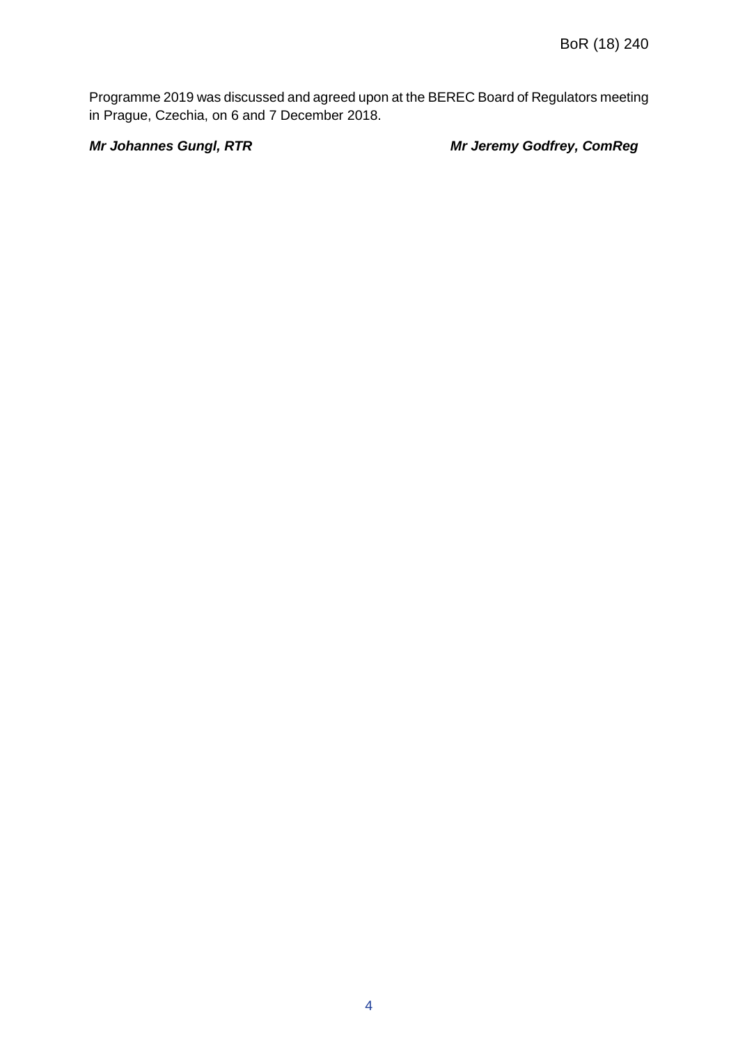Programme 2019 was discussed and agreed upon at the BEREC Board of Regulators meeting in Prague, Czechia, on 6 and 7 December 2018.

***Mr Johannes Gungl, RTR*** ***Mr Jeremy Godfrey, ComReg***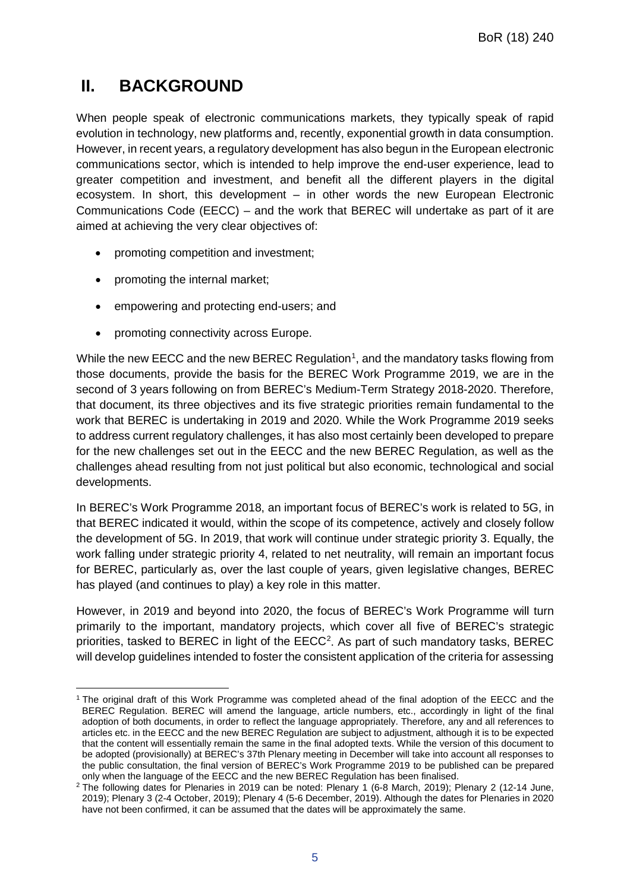## II. BACKGROUND

When people speak of electronic communications markets, they typically speak of rapid evolution in technology, new platforms and, recently, exponential growth in data consumption. However, in recent years, a regulatory development has also begun in the European electronic communications sector, which is intended to help improve the end-user experience, lead to greater competition and investment, and benefit all the different players in the digital ecosystem. In short, this development – in other words the new European Electronic Communications Code (EECC) – and the work that BEREC will undertake as part of it are aimed at achieving the very clear objectives of:

- promoting competition and investment;
- promoting the internal market;
- empowering and protecting end-users; and
- promoting connectivity across Europe.

While the new EECC and the new BEREC Regulation[1], and the mandatory tasks flowing from those documents, provide the basis for the BEREC Work Programme 2019, we are in the second of 3 years following on from BEREC's Medium-Term Strategy 2018-2020. Therefore, that document, its three objectives and its five strategic priorities remain fundamental to the work that BEREC is undertaking in 2019 and 2020. While the Work Programme 2019 seeks to address current regulatory challenges, it has also most certainly been developed to prepare for the new challenges set out in the EECC and the new BEREC Regulation, as well as the challenges ahead resulting from not just political but also economic, technological and social developments.

In BEREC's Work Programme 2018, an important focus of BEREC's work is related to 5G, in that BEREC indicated it would, within the scope of its competence, actively and closely follow the development of 5G. In 2019, that work will continue under strategic priority 3. Equally, the work falling under strategic priority 4, related to net neutrality, will remain an important focus for BEREC, particularly as, over the last couple of years, given legislative changes, BEREC has played (and continues to play) a key role in this matter.

However, in 2019 and beyond into 2020, the focus of BEREC's Work Programme will turn primarily to the important, mandatory projects, which cover all five of BEREC's strategic priorities, tasked to BEREC in light of the EECC[2]. As part of such mandatory tasks, BEREC will develop guidelines intended to foster the consistent application of the criteria for assessing

---

[1] The original draft of this Work Programme was completed ahead of the final adoption of the EECC and the BEREC Regulation. BEREC will amend the language, article numbers, etc., accordingly in light of the final adoption of both documents, in order to reflect the language appropriately. Therefore, any and all references to articles etc. in the EECC and the new BEREC Regulation are subject to adjustment, although it is to be expected that the content will essentially remain the same in the final adopted texts. While the version of this document to be adopted (provisionally) at BEREC's 37th Plenary meeting in December will take into account all responses to the public consultation, the final version of BEREC's Work Programme 2019 to be published can be prepared only when the language of the EECC and the new BEREC Regulation has been finalised.

[2] The following dates for Plenaries in 2019 can be noted: Plenary 1 (6-8 March, 2019); Plenary 2 (12-14 June, 2019); Plenary 3 (2-4 October, 2019); Plenary 4 (5-6 December, 2019). Although the dates for Plenaries in 2020 have not been confirmed, it can be assumed that the dates will be approximately the same.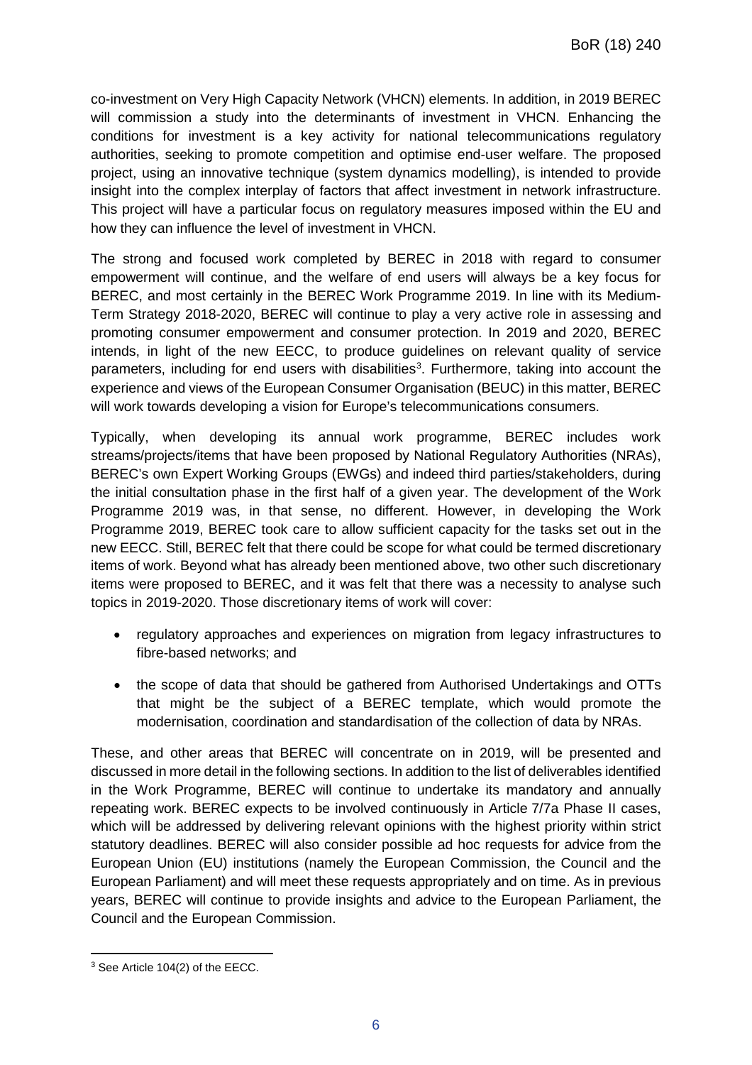co-investment on Very High Capacity Network (VHCN) elements. In addition, in 2019 BEREC will commission a study into the determinants of investment in VHCN. Enhancing the conditions for investment is a key activity for national telecommunications regulatory authorities, seeking to promote competition and optimise end-user welfare. The proposed project, using an innovative technique (system dynamics modelling), is intended to provide insight into the complex interplay of factors that affect investment in network infrastructure. This project will have a particular focus on regulatory measures imposed within the EU and how they can influence the level of investment in VHCN.

The strong and focused work completed by BEREC in 2018 with regard to consumer empowerment will continue, and the welfare of end users will always be a key focus for BEREC, and most certainly in the BEREC Work Programme 2019. In line with its Medium-Term Strategy 2018-2020, BEREC will continue to play a very active role in assessing and promoting consumer empowerment and consumer protection. In 2019 and 2020, BEREC intends, in light of the new EECC, to produce guidelines on relevant quality of service parameters, including for end users with disabilities[3]. Furthermore, taking into account the experience and views of the European Consumer Organisation (BEUC) in this matter, BEREC will work towards developing a vision for Europe's telecommunications consumers.

Typically, when developing its annual work programme, BEREC includes work streams/projects/items that have been proposed by National Regulatory Authorities (NRAs), BEREC's own Expert Working Groups (EWGs) and indeed third parties/stakeholders, during the initial consultation phase in the first half of a given year. The development of the Work Programme 2019 was, in that sense, no different. However, in developing the Work Programme 2019, BEREC took care to allow sufficient capacity for the tasks set out in the new EECC. Still, BEREC felt that there could be scope for what could be termed discretionary items of work. Beyond what has already been mentioned above, two other such discretionary items were proposed to BEREC, and it was felt that there was a necessity to analyse such topics in 2019-2020. Those discretionary items of work will cover:

- regulatory approaches and experiences on migration from legacy infrastructures to fibre-based networks; and
- the scope of data that should be gathered from Authorised Undertakings and OTTs that might be the subject of a BEREC template, which would promote the modernisation, coordination and standardisation of the collection of data by NRAs.

These, and other areas that BEREC will concentrate on in 2019, will be presented and discussed in more detail in the following sections. In addition to the list of deliverables identified in the Work Programme, BEREC will continue to undertake its mandatory and annually repeating work. BEREC expects to be involved continuously in Article 7/7a Phase II cases, which will be addressed by delivering relevant opinions with the highest priority within strict statutory deadlines. BEREC will also consider possible ad hoc requests for advice from the European Union (EU) institutions (namely the European Commission, the Council and the European Parliament) and will meet these requests appropriately and on time. As in previous years, BEREC will continue to provide insights and advice to the European Parliament, the Council and the European Commission.

---

[3] See Article 104(2) of the EECC.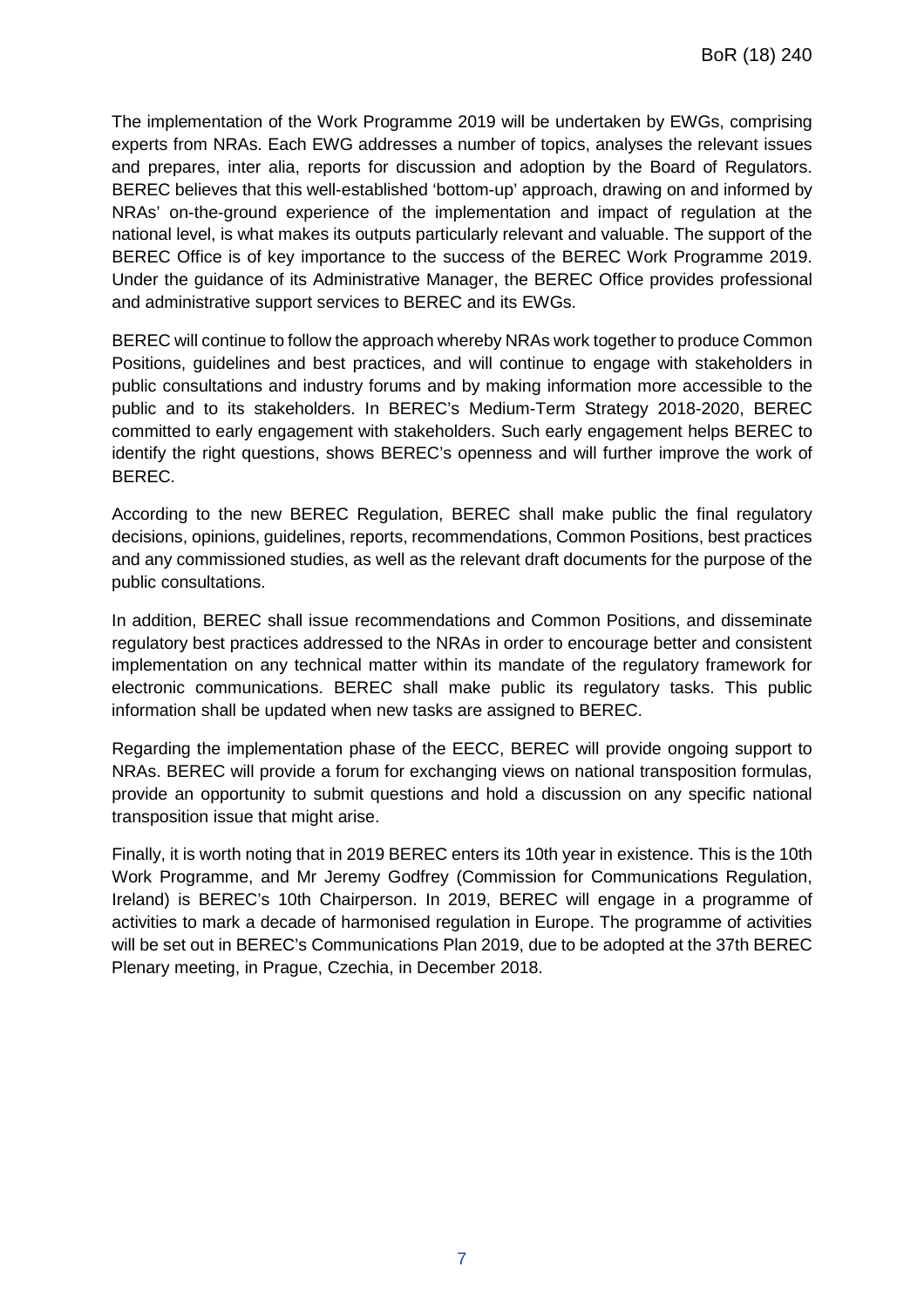The implementation of the Work Programme 2019 will be undertaken by EWGs, comprising experts from NRAs. Each EWG addresses a number of topics, analyses the relevant issues and prepares, inter alia, reports for discussion and adoption by the Board of Regulators. BEREC believes that this well-established 'bottom-up' approach, drawing on and informed by NRAs' on-the-ground experience of the implementation and impact of regulation at the national level, is what makes its outputs particularly relevant and valuable. The support of the BEREC Office is of key importance to the success of the BEREC Work Programme 2019. Under the guidance of its Administrative Manager, the BEREC Office provides professional and administrative support services to BEREC and its EWGs.

BEREC will continue to follow the approach whereby NRAs work together to produce Common Positions, guidelines and best practices, and will continue to engage with stakeholders in public consultations and industry forums and by making information more accessible to the public and to its stakeholders. In BEREC's Medium-Term Strategy 2018-2020, BEREC committed to early engagement with stakeholders. Such early engagement helps BEREC to identify the right questions, shows BEREC's openness and will further improve the work of BEREC.

According to the new BEREC Regulation, BEREC shall make public the final regulatory decisions, opinions, guidelines, reports, recommendations, Common Positions, best practices and any commissioned studies, as well as the relevant draft documents for the purpose of the public consultations.

In addition, BEREC shall issue recommendations and Common Positions, and disseminate regulatory best practices addressed to the NRAs in order to encourage better and consistent implementation on any technical matter within its mandate of the regulatory framework for electronic communications. BEREC shall make public its regulatory tasks. This public information shall be updated when new tasks are assigned to BEREC.

Regarding the implementation phase of the EECC, BEREC will provide ongoing support to NRAs. BEREC will provide a forum for exchanging views on national transposition formulas, provide an opportunity to submit questions and hold a discussion on any specific national transposition issue that might arise.

Finally, it is worth noting that in 2019 BEREC enters its 10th year in existence. This is the 10th Work Programme, and Mr Jeremy Godfrey (Commission for Communications Regulation, Ireland) is BEREC's 10th Chairperson. In 2019, BEREC will engage in a programme of activities to mark a decade of harmonised regulation in Europe. The programme of activities will be set out in BEREC's Communications Plan 2019, due to be adopted at the 37th BEREC Plenary meeting, in Prague, Czechia, in December 2018.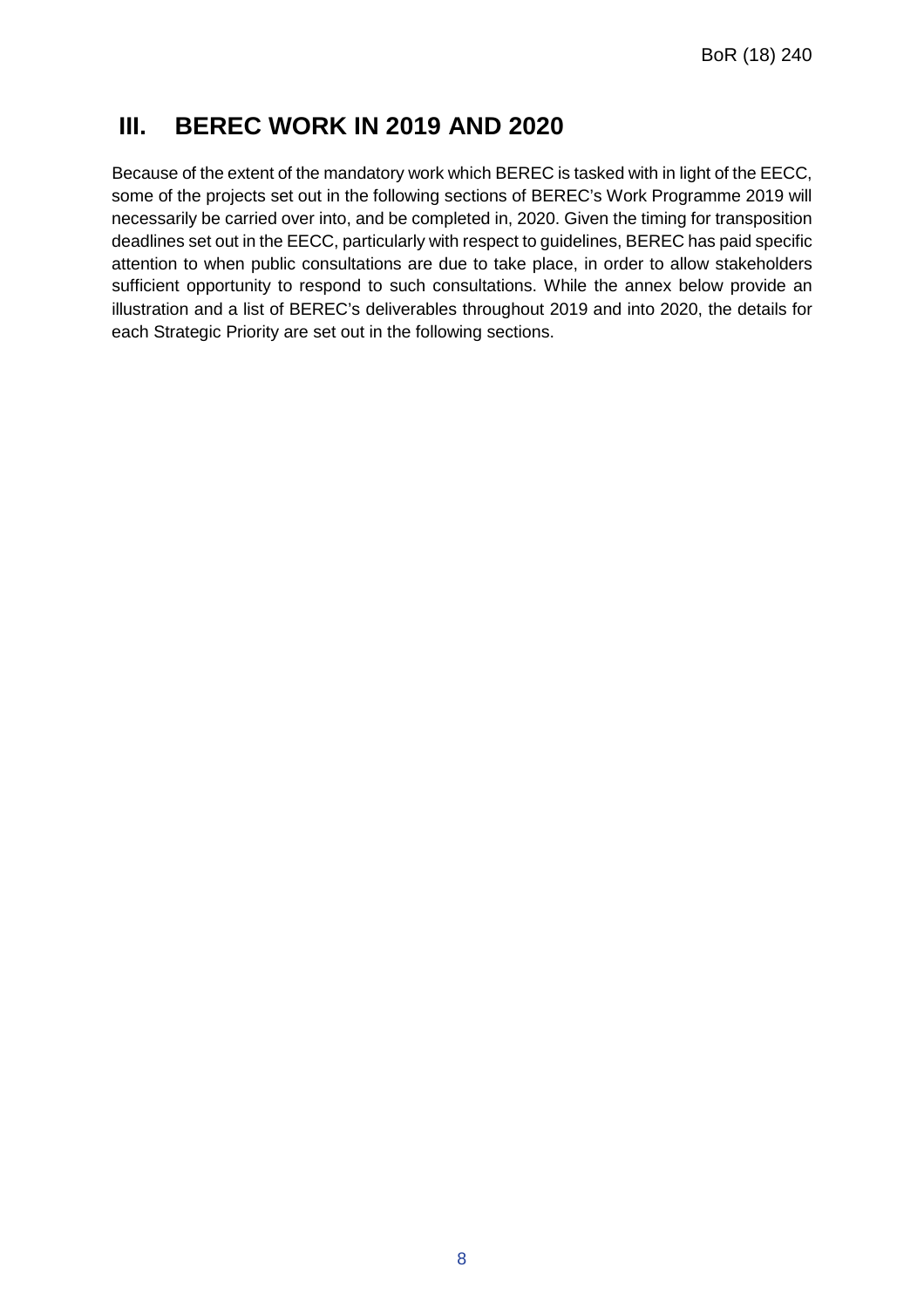# III. BEREC WORK IN 2019 AND 2020

Because of the extent of the mandatory work which BEREC is tasked with in light of the EECC, some of the projects set out in the following sections of BEREC's Work Programme 2019 will necessarily be carried over into, and be completed in, 2020. Given the timing for transposition deadlines set out in the EECC, particularly with respect to guidelines, BEREC has paid specific attention to when public consultations are due to take place, in order to allow stakeholders sufficient opportunity to respond to such consultations. While the annex below provide an illustration and a list of BEREC's deliverables throughout 2019 and into 2020, the details for each Strategic Priority are set out in the following sections.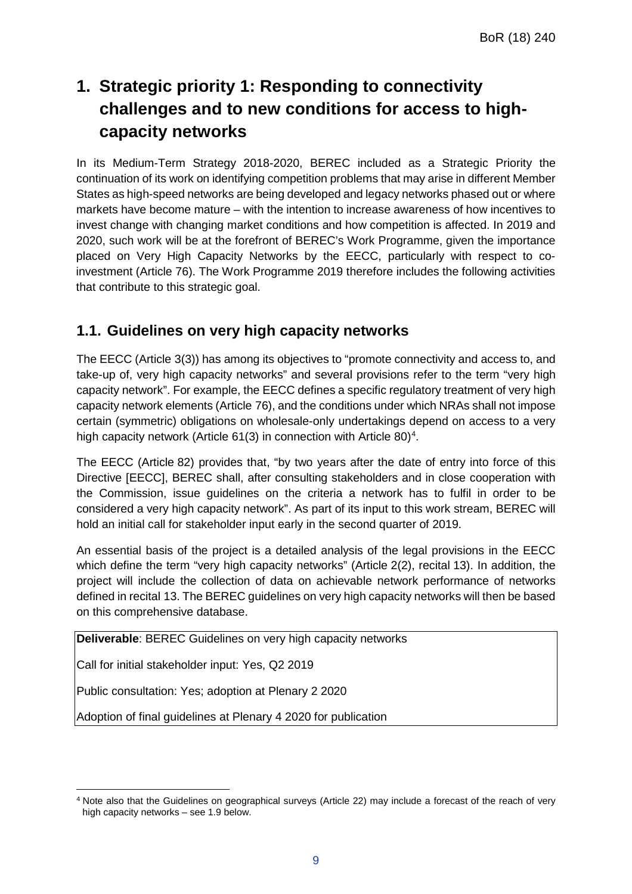# 1. Strategic priority 1: Responding to connectivity challenges and to new conditions for access to high-capacity networks

In its Medium-Term Strategy 2018-2020, BEREC included as a Strategic Priority the continuation of its work on identifying competition problems that may arise in different Member States as high-speed networks are being developed and legacy networks phased out or where markets have become mature – with the intention to increase awareness of how incentives to invest change with changing market conditions and how competition is affected. In 2019 and 2020, such work will be at the forefront of BEREC's Work Programme, given the importance placed on Very High Capacity Networks by the EECC, particularly with respect to co-investment (Article 76). The Work Programme 2019 therefore includes the following activities that contribute to this strategic goal.

## 1.1. Guidelines on very high capacity networks

The EECC (Article 3(3)) has among its objectives to "promote connectivity and access to, and take-up of, very high capacity networks" and several provisions refer to the term "very high capacity network". For example, the EECC defines a specific regulatory treatment of very high capacity network elements (Article 76), and the conditions under which NRAs shall not impose certain (symmetric) obligations on wholesale-only undertakings depend on access to a very high capacity network (Article 61(3) in connection with Article 80)[4].

The EECC (Article 82) provides that, "by two years after the date of entry into force of this Directive [EECC], BEREC shall, after consulting stakeholders and in close cooperation with the Commission, issue guidelines on the criteria a network has to fulfil in order to be considered a very high capacity network". As part of its input to this work stream, BEREC will hold an initial call for stakeholder input early in the second quarter of 2019.

An essential basis of the project is a detailed analysis of the legal provisions in the EECC which define the term "very high capacity networks" (Article 2(2), recital 13). In addition, the project will include the collection of data on achievable network performance of networks defined in recital 13. The BEREC guidelines on very high capacity networks will then be based on this comprehensive database.

**Deliverable**: BEREC Guidelines on very high capacity networks

Call for initial stakeholder input: Yes, Q2 2019

Public consultation: Yes; adoption at Plenary 2 2020

Adoption of final guidelines at Plenary 4 2020 for publication

[4] Note also that the Guidelines on geographical surveys (Article 22) may include a forecast of the reach of very high capacity networks – see 1.9 below.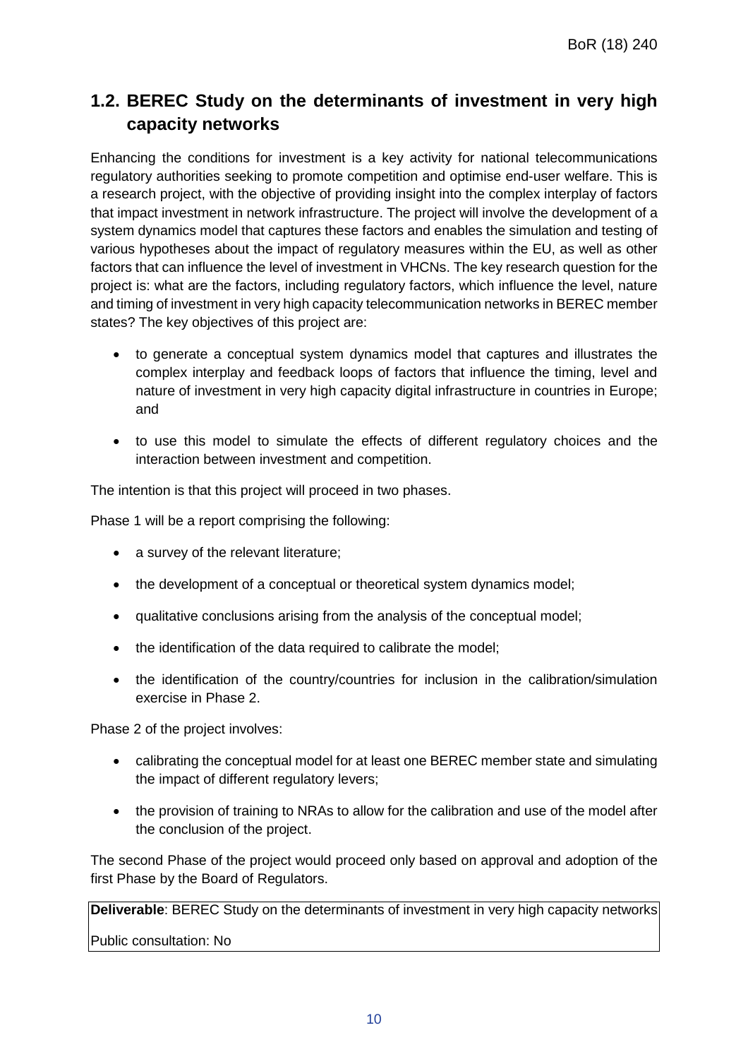## 1.2. BEREC Study on the determinants of investment in very high capacity networks

Enhancing the conditions for investment is a key activity for national telecommunications regulatory authorities seeking to promote competition and optimise end-user welfare. This is a research project, with the objective of providing insight into the complex interplay of factors that impact investment in network infrastructure. The project will involve the development of a system dynamics model that captures these factors and enables the simulation and testing of various hypotheses about the impact of regulatory measures within the EU, as well as other factors that can influence the level of investment in VHCNs. The key research question for the project is: what are the factors, including regulatory factors, which influence the level, nature and timing of investment in very high capacity telecommunication networks in BEREC member states? The key objectives of this project are:

- to generate a conceptual system dynamics model that captures and illustrates the complex interplay and feedback loops of factors that influence the timing, level and nature of investment in very high capacity digital infrastructure in countries in Europe; and
- to use this model to simulate the effects of different regulatory choices and the interaction between investment and competition.

The intention is that this project will proceed in two phases.

Phase 1 will be a report comprising the following:

- a survey of the relevant literature;
- the development of a conceptual or theoretical system dynamics model;
- qualitative conclusions arising from the analysis of the conceptual model;
- the identification of the data required to calibrate the model;
- the identification of the country/countries for inclusion in the calibration/simulation exercise in Phase 2.

Phase 2 of the project involves:

- calibrating the conceptual model for at least one BEREC member state and simulating the impact of different regulatory levers;
- the provision of training to NRAs to allow for the calibration and use of the model after the conclusion of the project.

The second Phase of the project would proceed only based on approval and adoption of the first Phase by the Board of Regulators.

**Deliverable**: BEREC Study on the determinants of investment in very high capacity networks

Public consultation: No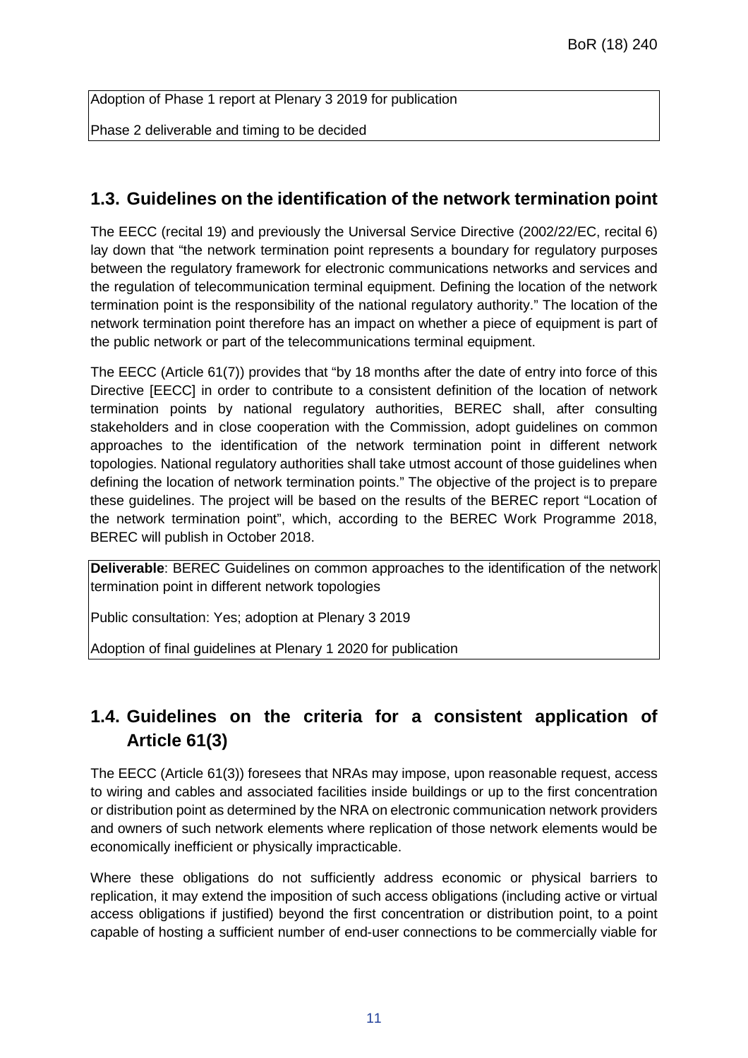Adoption of Phase 1 report at Plenary 3 2019 for publication

Phase 2 deliverable and timing to be decided

## 1.3. Guidelines on the identification of the network termination point

The EECC (recital 19) and previously the Universal Service Directive (2002/22/EC, recital 6) lay down that "the network termination point represents a boundary for regulatory purposes between the regulatory framework for electronic communications networks and services and the regulation of telecommunication terminal equipment. Defining the location of the network termination point is the responsibility of the national regulatory authority." The location of the network termination point therefore has an impact on whether a piece of equipment is part of the public network or part of the telecommunications terminal equipment.

The EECC (Article 61(7)) provides that "by 18 months after the date of entry into force of this Directive [EECC] in order to contribute to a consistent definition of the location of network termination points by national regulatory authorities, BEREC shall, after consulting stakeholders and in close cooperation with the Commission, adopt guidelines on common approaches to the identification of the network termination point in different network topologies. National regulatory authorities shall take utmost account of those guidelines when defining the location of network termination points." The objective of the project is to prepare these guidelines. The project will be based on the results of the BEREC report "Location of the network termination point", which, according to the BEREC Work Programme 2018, BEREC will publish in October 2018.

**Deliverable**: BEREC Guidelines on common approaches to the identification of the network termination point in different network topologies

Public consultation: Yes; adoption at Plenary 3 2019

Adoption of final guidelines at Plenary 1 2020 for publication

## 1.4. Guidelines on the criteria for a consistent application of Article 61(3)

The EECC (Article 61(3)) foresees that NRAs may impose, upon reasonable request, access to wiring and cables and associated facilities inside buildings or up to the first concentration or distribution point as determined by the NRA on electronic communication network providers and owners of such network elements where replication of those network elements would be economically inefficient or physically impracticable.

Where these obligations do not sufficiently address economic or physical barriers to replication, it may extend the imposition of such access obligations (including active or virtual access obligations if justified) beyond the first concentration or distribution point, to a point capable of hosting a sufficient number of end-user connections to be commercially viable for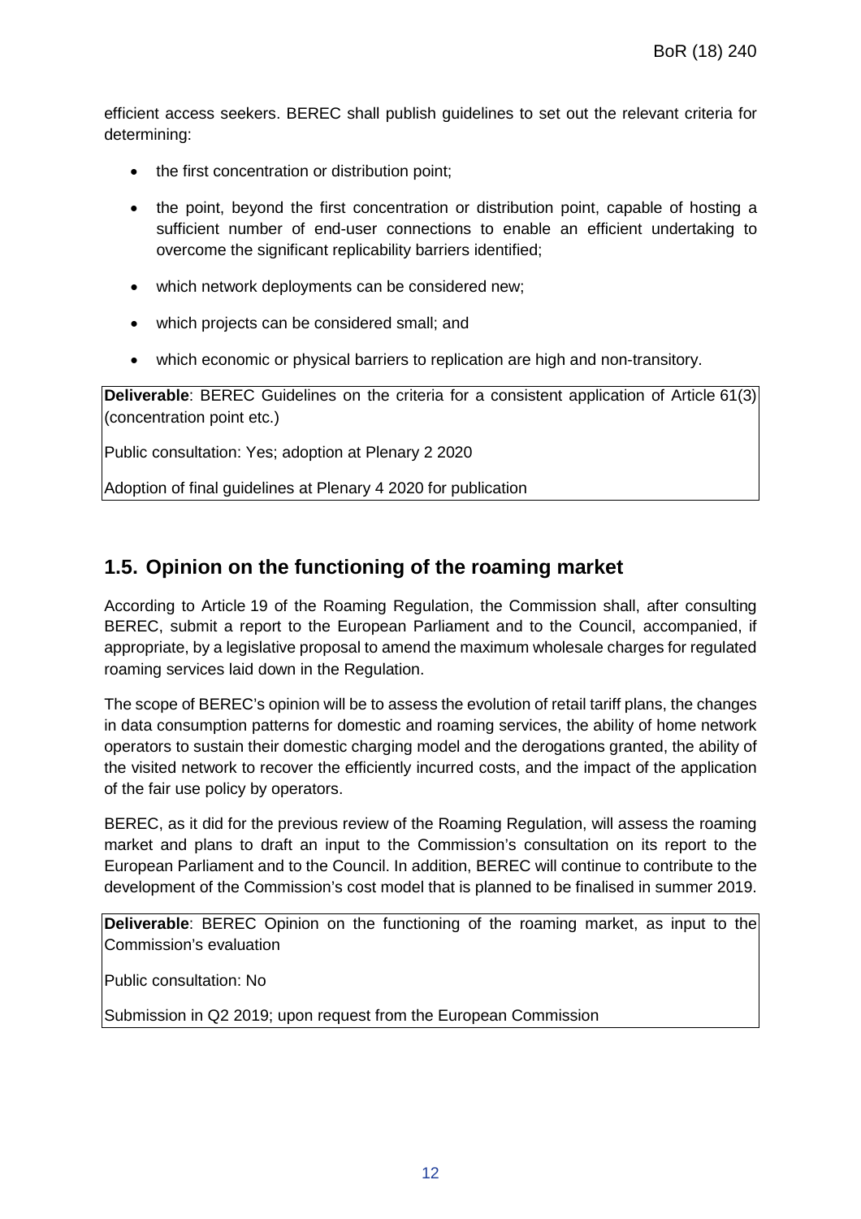efficient access seekers. BEREC shall publish guidelines to set out the relevant criteria for determining:

- the first concentration or distribution point;
- the point, beyond the first concentration or distribution point, capable of hosting a sufficient number of end-user connections to enable an efficient undertaking to overcome the significant replicability barriers identified;
- which network deployments can be considered new;
- which projects can be considered small; and
- which economic or physical barriers to replication are high and non-transitory.

**Deliverable**: BEREC Guidelines on the criteria for a consistent application of Article 61(3) (concentration point etc.)

Public consultation: Yes; adoption at Plenary 2 2020

Adoption of final guidelines at Plenary 4 2020 for publication

## 1.5. Opinion on the functioning of the roaming market

According to Article 19 of the Roaming Regulation, the Commission shall, after consulting BEREC, submit a report to the European Parliament and to the Council, accompanied, if appropriate, by a legislative proposal to amend the maximum wholesale charges for regulated roaming services laid down in the Regulation.

The scope of BEREC's opinion will be to assess the evolution of retail tariff plans, the changes in data consumption patterns for domestic and roaming services, the ability of home network operators to sustain their domestic charging model and the derogations granted, the ability of the visited network to recover the efficiently incurred costs, and the impact of the application of the fair use policy by operators.

BEREC, as it did for the previous review of the Roaming Regulation, will assess the roaming market and plans to draft an input to the Commission's consultation on its report to the European Parliament and to the Council. In addition, BEREC will continue to contribute to the development of the Commission's cost model that is planned to be finalised in summer 2019.

**Deliverable**: BEREC Opinion on the functioning of the roaming market, as input to the Commission's evaluation

Public consultation: No

Submission in Q2 2019; upon request from the European Commission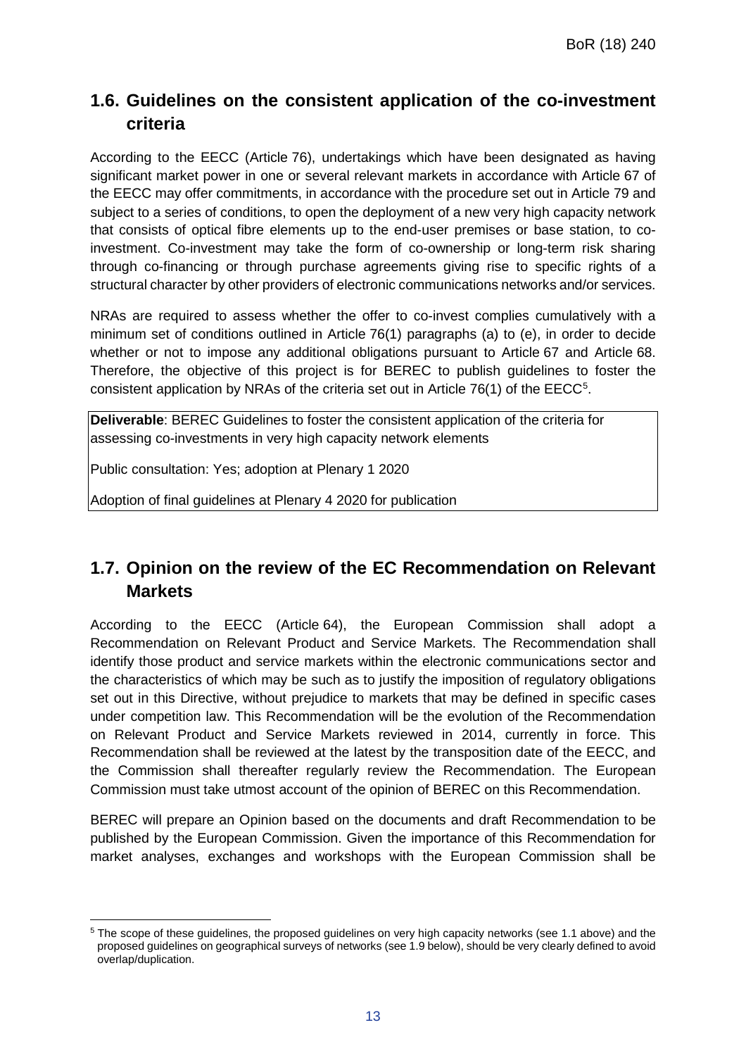## 1.6. Guidelines on the consistent application of the co-investment criteria

According to the EECC (Article 76), undertakings which have been designated as having significant market power in one or several relevant markets in accordance with Article 67 of the EECC may offer commitments, in accordance with the procedure set out in Article 79 and subject to a series of conditions, to open the deployment of a new very high capacity network that consists of optical fibre elements up to the end-user premises or base station, to co-investment. Co-investment may take the form of co-ownership or long-term risk sharing through co-financing or through purchase agreements giving rise to specific rights of a structural character by other providers of electronic communications networks and/or services.

NRAs are required to assess whether the offer to co-invest complies cumulatively with a minimum set of conditions outlined in Article 76(1) paragraphs (a) to (e), in order to decide whether or not to impose any additional obligations pursuant to Article 67 and Article 68. Therefore, the objective of this project is for BEREC to publish guidelines to foster the consistent application by NRAs of the criteria set out in Article 76(1) of the EECC[5].

**Deliverable**: BEREC Guidelines to foster the consistent application of the criteria for assessing co-investments in very high capacity network elements

Public consultation: Yes; adoption at Plenary 1 2020

Adoption of final guidelines at Plenary 4 2020 for publication

## 1.7. Opinion on the review of the EC Recommendation on Relevant Markets

According to the EECC (Article 64), the European Commission shall adopt a Recommendation on Relevant Product and Service Markets. The Recommendation shall identify those product and service markets within the electronic communications sector and the characteristics of which may be such as to justify the imposition of regulatory obligations set out in this Directive, without prejudice to markets that may be defined in specific cases under competition law. This Recommendation will be the evolution of the Recommendation on Relevant Product and Service Markets reviewed in 2014, currently in force. This Recommendation shall be reviewed at the latest by the transposition date of the EECC, and the Commission shall thereafter regularly review the Recommendation. The European Commission must take utmost account of the opinion of BEREC on this Recommendation.

BEREC will prepare an Opinion based on the documents and draft Recommendation to be published by the European Commission. Given the importance of this Recommendation for market analyses, exchanges and workshops with the European Commission shall be

[5] The scope of these guidelines, the proposed guidelines on very high capacity networks (see 1.1 above) and the proposed guidelines on geographical surveys of networks (see 1.9 below), should be very clearly defined to avoid overlap/duplication.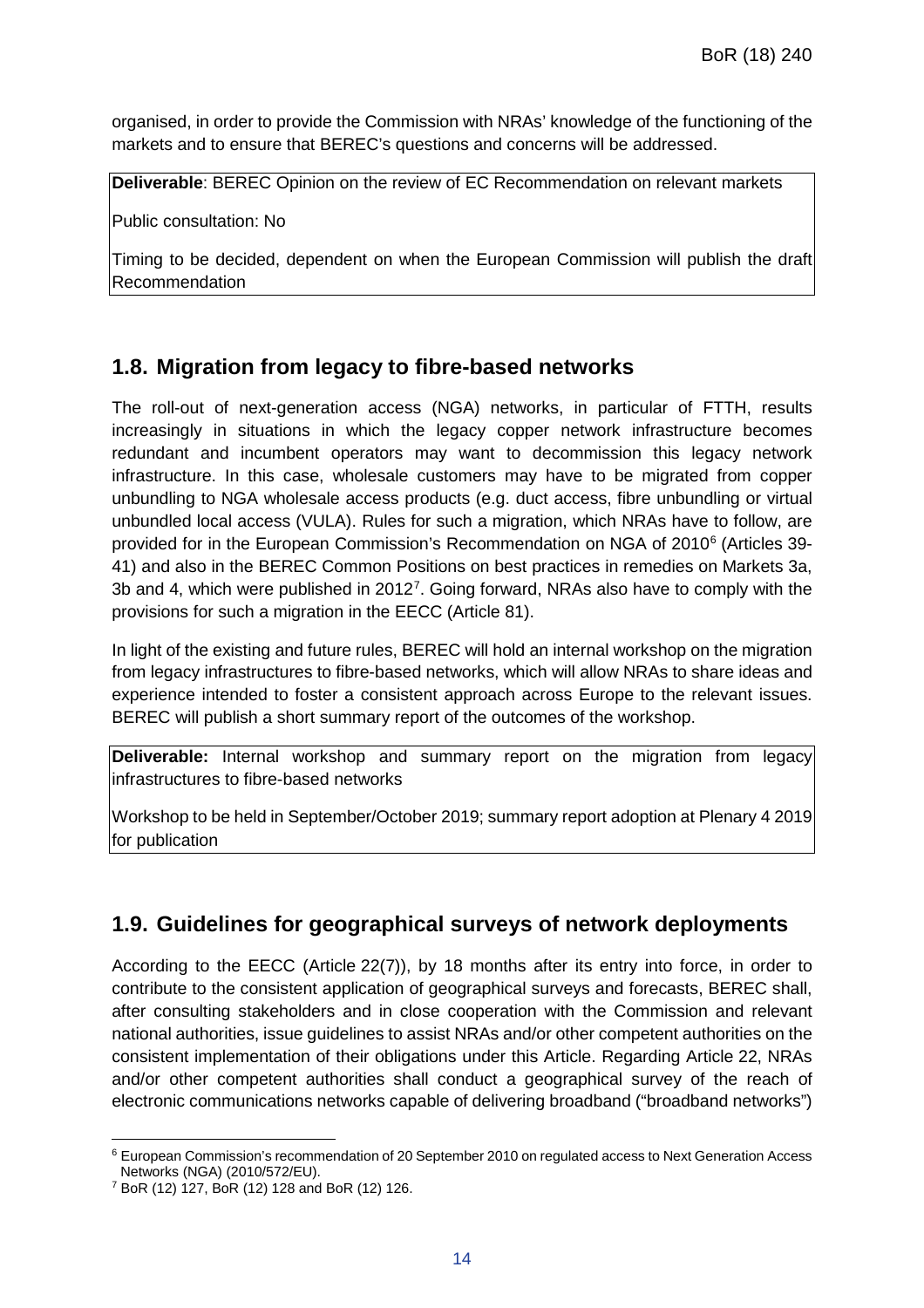organised, in order to provide the Commission with NRAs' knowledge of the functioning of the markets and to ensure that BEREC's questions and concerns will be addressed.

**Deliverable**: BEREC Opinion on the review of EC Recommendation on relevant markets

Public consultation: No

Timing to be decided, dependent on when the European Commission will publish the draft Recommendation

## 1.8. Migration from legacy to fibre-based networks

The roll-out of next-generation access (NGA) networks, in particular of FTTH, results increasingly in situations in which the legacy copper network infrastructure becomes redundant and incumbent operators may want to decommission this legacy network infrastructure. In this case, wholesale customers may have to be migrated from copper unbundling to NGA wholesale access products (e.g. duct access, fibre unbundling or virtual unbundled local access (VULA). Rules for such a migration, which NRAs have to follow, are provided for in the European Commission's Recommendation on NGA of 2010[6] (Articles 39-41) and also in the BEREC Common Positions on best practices in remedies on Markets 3a, 3b and 4, which were published in 2012[7]. Going forward, NRAs also have to comply with the provisions for such a migration in the EECC (Article 81).

In light of the existing and future rules, BEREC will hold an internal workshop on the migration from legacy infrastructures to fibre-based networks, which will allow NRAs to share ideas and experience intended to foster a consistent approach across Europe to the relevant issues. BEREC will publish a short summary report of the outcomes of the workshop.

**Deliverable:** Internal workshop and summary report on the migration from legacy infrastructures to fibre-based networks

Workshop to be held in September/October 2019; summary report adoption at Plenary 4 2019 for publication

## 1.9. Guidelines for geographical surveys of network deployments

According to the EECC (Article 22(7)), by 18 months after its entry into force, in order to contribute to the consistent application of geographical surveys and forecasts, BEREC shall, after consulting stakeholders and in close cooperation with the Commission and relevant national authorities, issue guidelines to assist NRAs and/or other competent authorities on the consistent implementation of their obligations under this Article. Regarding Article 22, NRAs and/or other competent authorities shall conduct a geographical survey of the reach of electronic communications networks capable of delivering broadband ("broadband networks")

[6] European Commission's recommendation of 20 September 2010 on regulated access to Next Generation Access Networks (NGA) (2010/572/EU).

[7] BoR (12) 127, BoR (12) 128 and BoR (12) 126.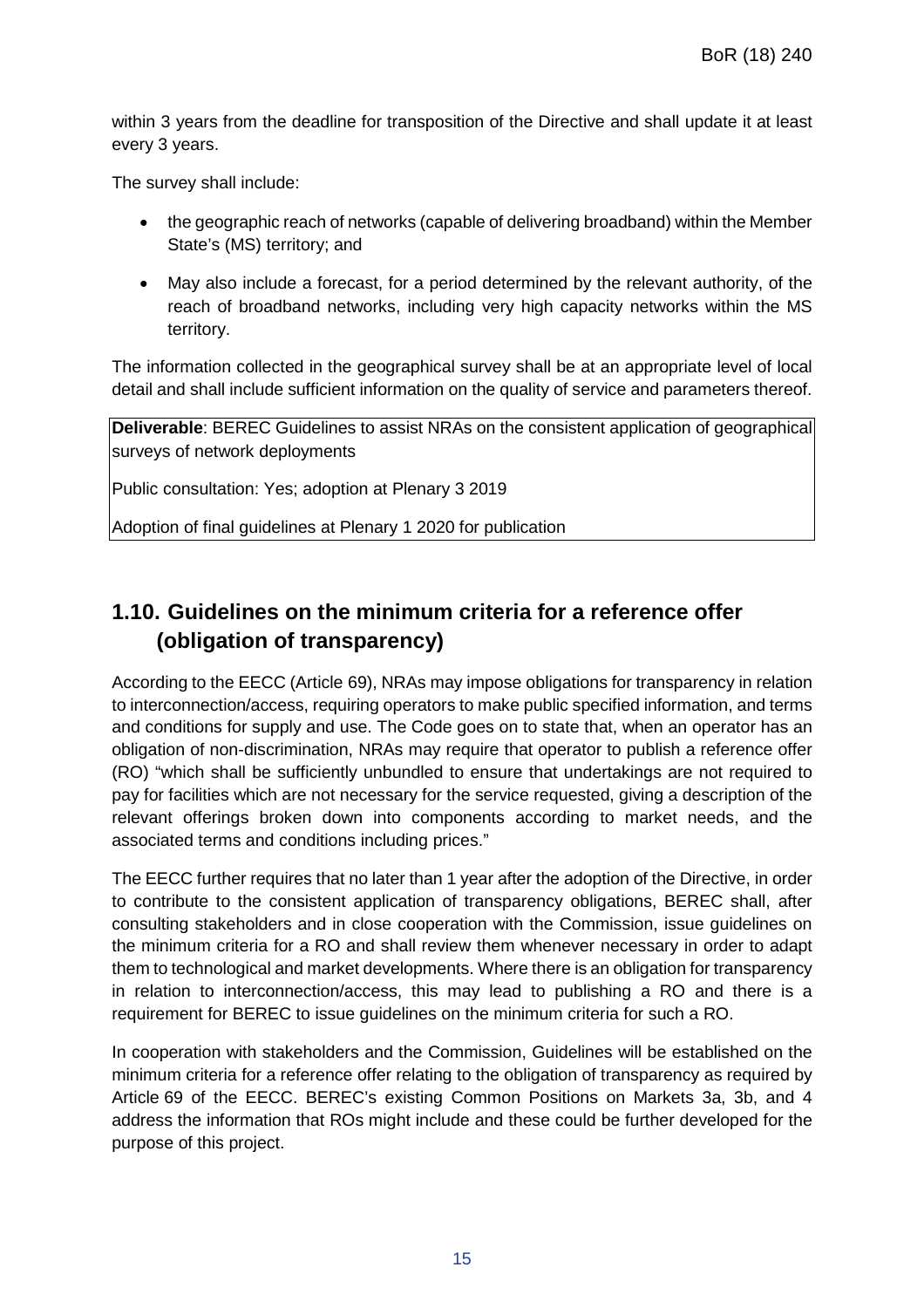within 3 years from the deadline for transposition of the Directive and shall update it at least every 3 years.

The survey shall include:

- the geographic reach of networks (capable of delivering broadband) within the Member State's (MS) territory; and
- May also include a forecast, for a period determined by the relevant authority, of the reach of broadband networks, including very high capacity networks within the MS territory.

The information collected in the geographical survey shall be at an appropriate level of local detail and shall include sufficient information on the quality of service and parameters thereof.

**Deliverable**: BEREC Guidelines to assist NRAs on the consistent application of geographical surveys of network deployments

Public consultation: Yes; adoption at Plenary 3 2019

Adoption of final guidelines at Plenary 1 2020 for publication

## 1.10. Guidelines on the minimum criteria for a reference offer (obligation of transparency)

According to the EECC (Article 69), NRAs may impose obligations for transparency in relation to interconnection/access, requiring operators to make public specified information, and terms and conditions for supply and use. The Code goes on to state that, when an operator has an obligation of non-discrimination, NRAs may require that operator to publish a reference offer (RO) "which shall be sufficiently unbundled to ensure that undertakings are not required to pay for facilities which are not necessary for the service requested, giving a description of the relevant offerings broken down into components according to market needs, and the associated terms and conditions including prices."

The EECC further requires that no later than 1 year after the adoption of the Directive, in order to contribute to the consistent application of transparency obligations, BEREC shall, after consulting stakeholders and in close cooperation with the Commission, issue guidelines on the minimum criteria for a RO and shall review them whenever necessary in order to adapt them to technological and market developments. Where there is an obligation for transparency in relation to interconnection/access, this may lead to publishing a RO and there is a requirement for BEREC to issue guidelines on the minimum criteria for such a RO.

In cooperation with stakeholders and the Commission, Guidelines will be established on the minimum criteria for a reference offer relating to the obligation of transparency as required by Article 69 of the EECC. BEREC's existing Common Positions on Markets 3a, 3b, and 4 address the information that ROs might include and these could be further developed for the purpose of this project.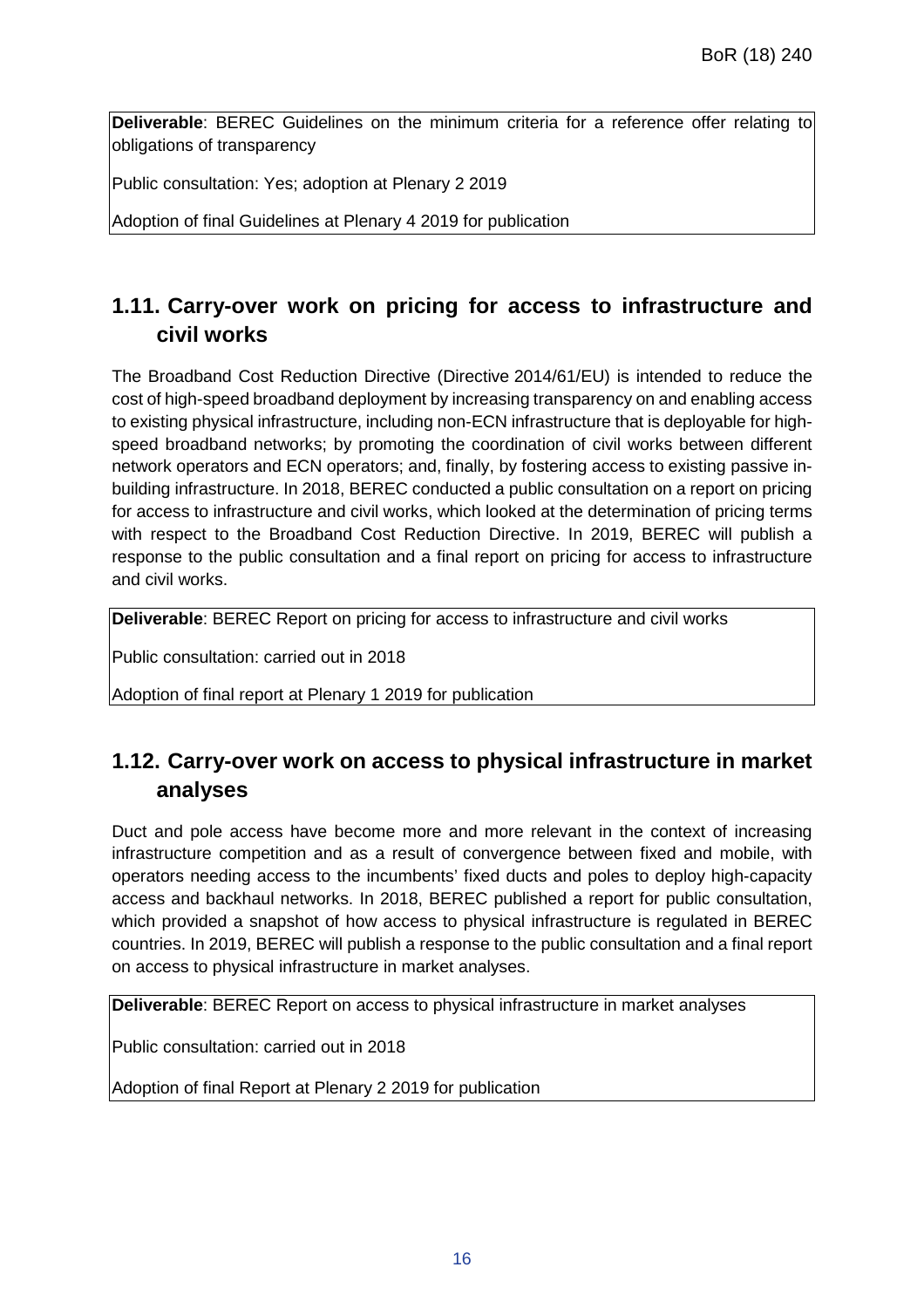**Deliverable**: BEREC Guidelines on the minimum criteria for a reference offer relating to obligations of transparency

Public consultation: Yes; adoption at Plenary 2 2019

Adoption of final Guidelines at Plenary 4 2019 for publication

## 1.11. Carry-over work on pricing for access to infrastructure and civil works

The Broadband Cost Reduction Directive (Directive 2014/61/EU) is intended to reduce the cost of high-speed broadband deployment by increasing transparency on and enabling access to existing physical infrastructure, including non-ECN infrastructure that is deployable for high-speed broadband networks; by promoting the coordination of civil works between different network operators and ECN operators; and, finally, by fostering access to existing passive in-building infrastructure. In 2018, BEREC conducted a public consultation on a report on pricing for access to infrastructure and civil works, which looked at the determination of pricing terms with respect to the Broadband Cost Reduction Directive. In 2019, BEREC will publish a response to the public consultation and a final report on pricing for access to infrastructure and civil works.

**Deliverable**: BEREC Report on pricing for access to infrastructure and civil works

Public consultation: carried out in 2018

Adoption of final report at Plenary 1 2019 for publication

## 1.12. Carry-over work on access to physical infrastructure in market analyses

Duct and pole access have become more and more relevant in the context of increasing infrastructure competition and as a result of convergence between fixed and mobile, with operators needing access to the incumbents' fixed ducts and poles to deploy high-capacity access and backhaul networks. In 2018, BEREC published a report for public consultation, which provided a snapshot of how access to physical infrastructure is regulated in BEREC countries. In 2019, BEREC will publish a response to the public consultation and a final report on access to physical infrastructure in market analyses.

**Deliverable**: BEREC Report on access to physical infrastructure in market analyses

Public consultation: carried out in 2018

Adoption of final Report at Plenary 2 2019 for publication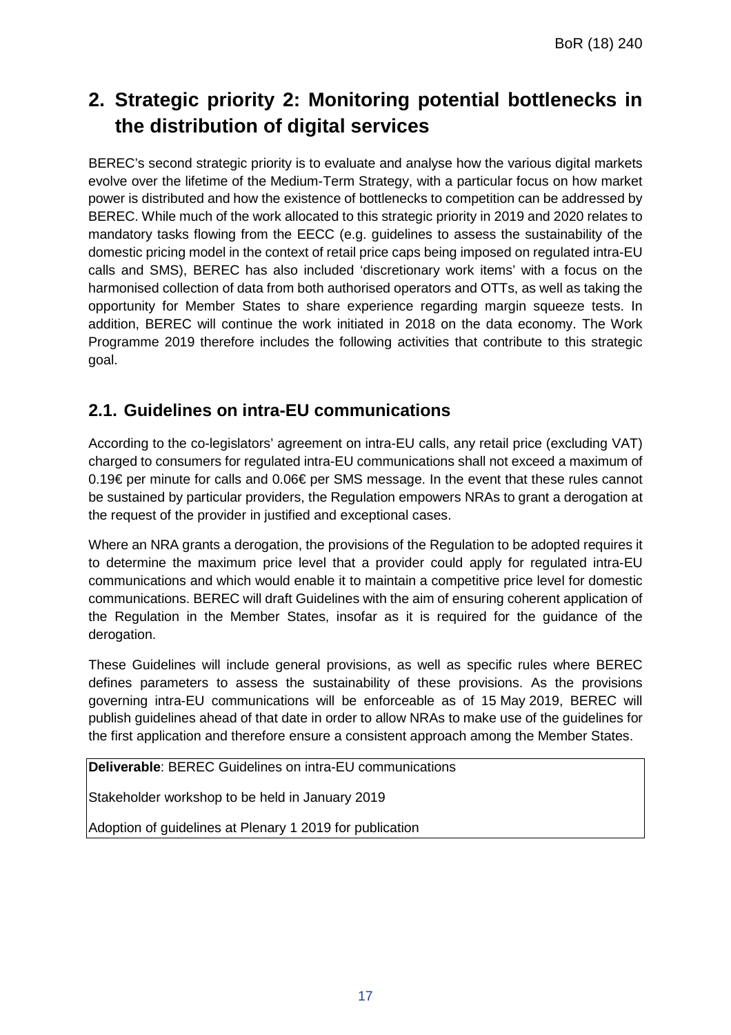# 2. Strategic priority 2: Monitoring potential bottlenecks in the distribution of digital services

BEREC's second strategic priority is to evaluate and analyse how the various digital markets evolve over the lifetime of the Medium-Term Strategy, with a particular focus on how market power is distributed and how the existence of bottlenecks to competition can be addressed by BEREC. While much of the work allocated to this strategic priority in 2019 and 2020 relates to mandatory tasks flowing from the EECC (e.g. guidelines to assess the sustainability of the domestic pricing model in the context of retail price caps being imposed on regulated intra-EU calls and SMS), BEREC has also included 'discretionary work items' with a focus on the harmonised collection of data from both authorised operators and OTTs, as well as taking the opportunity for Member States to share experience regarding margin squeeze tests. In addition, BEREC will continue the work initiated in 2018 on the data economy. The Work Programme 2019 therefore includes the following activities that contribute to this strategic goal.

## 2.1. Guidelines on intra-EU communications

According to the co-legislators' agreement on intra-EU calls, any retail price (excluding VAT) charged to consumers for regulated intra-EU communications shall not exceed a maximum of 0.19€ per minute for calls and 0.06€ per SMS message. In the event that these rules cannot be sustained by particular providers, the Regulation empowers NRAs to grant a derogation at the request of the provider in justified and exceptional cases.

Where an NRA grants a derogation, the provisions of the Regulation to be adopted requires it to determine the maximum price level that a provider could apply for regulated intra-EU communications and which would enable it to maintain a competitive price level for domestic communications. BEREC will draft Guidelines with the aim of ensuring coherent application of the Regulation in the Member States, insofar as it is required for the guidance of the derogation.

These Guidelines will include general provisions, as well as specific rules where BEREC defines parameters to assess the sustainability of these provisions. As the provisions governing intra-EU communications will be enforceable as of 15 May 2019, BEREC will publish guidelines ahead of that date in order to allow NRAs to make use of the guidelines for the first application and therefore ensure a consistent approach among the Member States.

**Deliverable**: BEREC Guidelines on intra-EU communications

Stakeholder workshop to be held in January 2019

Adoption of guidelines at Plenary 1 2019 for publication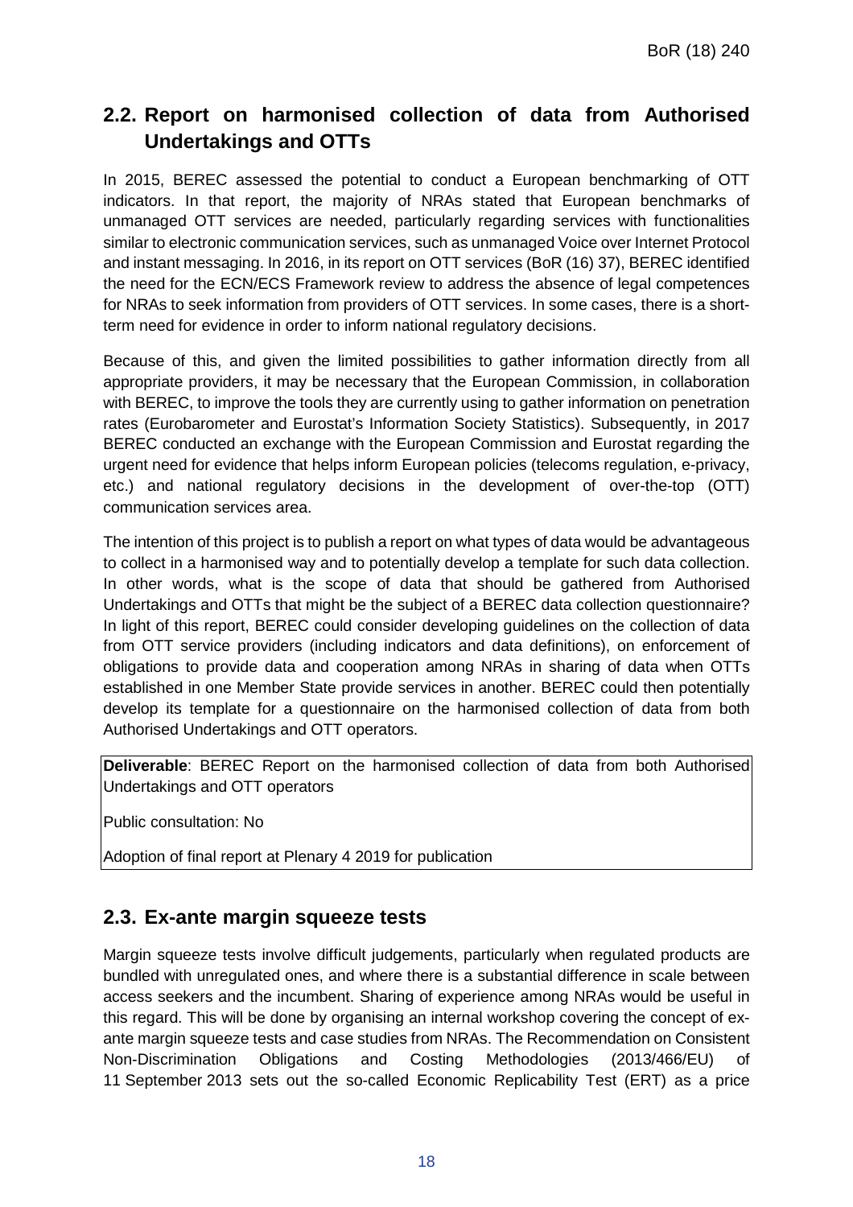## 2.2. Report on harmonised collection of data from Authorised Undertakings and OTTs

In 2015, BEREC assessed the potential to conduct a European benchmarking of OTT indicators. In that report, the majority of NRAs stated that European benchmarks of unmanaged OTT services are needed, particularly regarding services with functionalities similar to electronic communication services, such as unmanaged Voice over Internet Protocol and instant messaging. In 2016, in its report on OTT services (BoR (16) 37), BEREC identified the need for the ECN/ECS Framework review to address the absence of legal competences for NRAs to seek information from providers of OTT services. In some cases, there is a short-term need for evidence in order to inform national regulatory decisions.

Because of this, and given the limited possibilities to gather information directly from all appropriate providers, it may be necessary that the European Commission, in collaboration with BEREC, to improve the tools they are currently using to gather information on penetration rates (Eurobarometer and Eurostat's Information Society Statistics). Subsequently, in 2017 BEREC conducted an exchange with the European Commission and Eurostat regarding the urgent need for evidence that helps inform European policies (telecoms regulation, e-privacy, etc.) and national regulatory decisions in the development of over-the-top (OTT) communication services area.

The intention of this project is to publish a report on what types of data would be advantageous to collect in a harmonised way and to potentially develop a template for such data collection. In other words, what is the scope of data that should be gathered from Authorised Undertakings and OTTs that might be the subject of a BEREC data collection questionnaire? In light of this report, BEREC could consider developing guidelines on the collection of data from OTT service providers (including indicators and data definitions), on enforcement of obligations to provide data and cooperation among NRAs in sharing of data when OTTs established in one Member State provide services in another. BEREC could then potentially develop its template for a questionnaire on the harmonised collection of data from both Authorised Undertakings and OTT operators.

**Deliverable**: BEREC Report on the harmonised collection of data from both Authorised Undertakings and OTT operators

Public consultation: No

Adoption of final report at Plenary 4 2019 for publication

## 2.3. Ex-ante margin squeeze tests

Margin squeeze tests involve difficult judgements, particularly when regulated products are bundled with unregulated ones, and where there is a substantial difference in scale between access seekers and the incumbent. Sharing of experience among NRAs would be useful in this regard. This will be done by organising an internal workshop covering the concept of ex-ante margin squeeze tests and case studies from NRAs. The Recommendation on Consistent Non-Discrimination Obligations and Costing Methodologies (2013/466/EU) of 11 September 2013 sets out the so-called Economic Replicability Test (ERT) as a price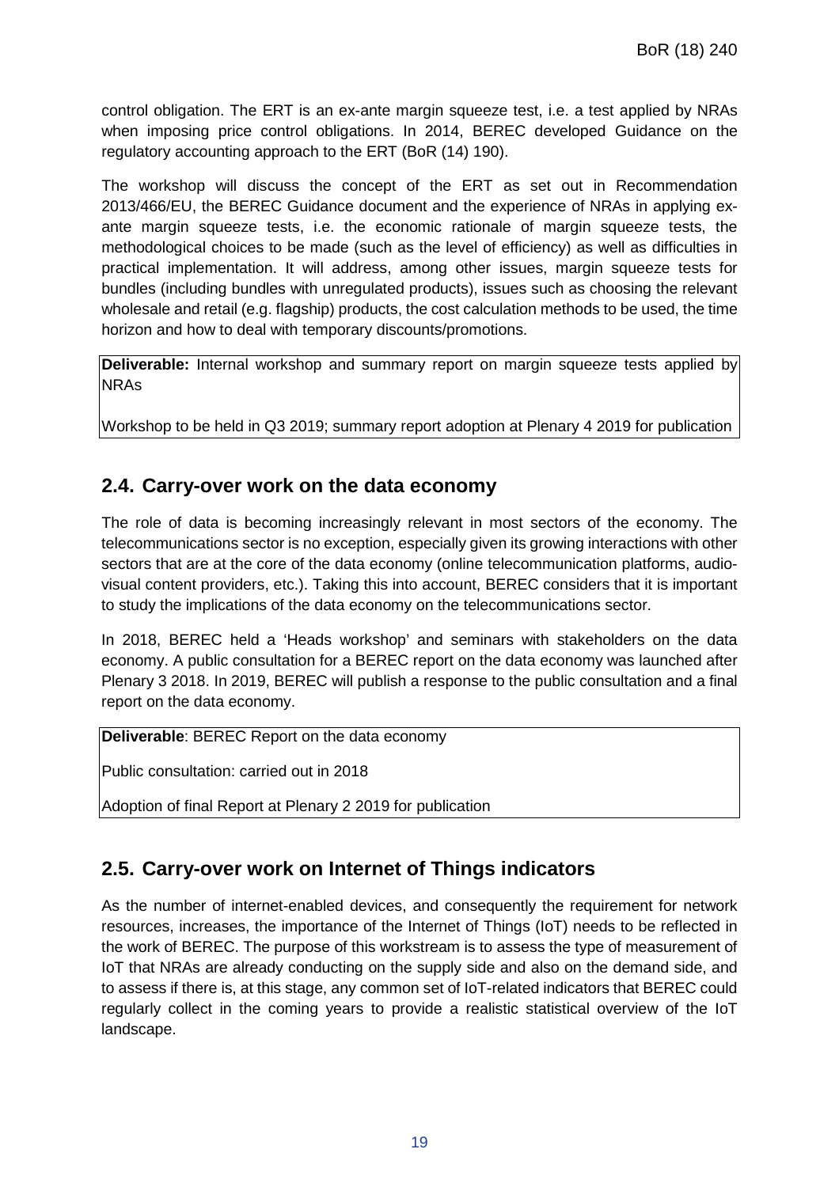control obligation. The ERT is an ex-ante margin squeeze test, i.e. a test applied by NRAs when imposing price control obligations. In 2014, BEREC developed Guidance on the regulatory accounting approach to the ERT (BoR (14) 190).

The workshop will discuss the concept of the ERT as set out in Recommendation 2013/466/EU, the BEREC Guidance document and the experience of NRAs in applying ex-ante margin squeeze tests, i.e. the economic rationale of margin squeeze tests, the methodological choices to be made (such as the level of efficiency) as well as difficulties in practical implementation. It will address, among other issues, margin squeeze tests for bundles (including bundles with unregulated products), issues such as choosing the relevant wholesale and retail (e.g. flagship) products, the cost calculation methods to be used, the time horizon and how to deal with temporary discounts/promotions.

**Deliverable:** Internal workshop and summary report on margin squeeze tests applied by NRAs

Workshop to be held in Q3 2019; summary report adoption at Plenary 4 2019 for publication

## 2.4. Carry-over work on the data economy

The role of data is becoming increasingly relevant in most sectors of the economy. The telecommunications sector is no exception, especially given its growing interactions with other sectors that are at the core of the data economy (online telecommunication platforms, audio-visual content providers, etc.). Taking this into account, BEREC considers that it is important to study the implications of the data economy on the telecommunications sector.

In 2018, BEREC held a 'Heads workshop' and seminars with stakeholders on the data economy. A public consultation for a BEREC report on the data economy was launched after Plenary 3 2018. In 2019, BEREC will publish a response to the public consultation and a final report on the data economy.

**Deliverable**: BEREC Report on the data economy

Public consultation: carried out in 2018

Adoption of final Report at Plenary 2 2019 for publication

## 2.5. Carry-over work on Internet of Things indicators

As the number of internet-enabled devices, and consequently the requirement for network resources, increases, the importance of the Internet of Things (IoT) needs to be reflected in the work of BEREC. The purpose of this workstream is to assess the type of measurement of IoT that NRAs are already conducting on the supply side and also on the demand side, and to assess if there is, at this stage, any common set of IoT-related indicators that BEREC could regularly collect in the coming years to provide a realistic statistical overview of the IoT landscape.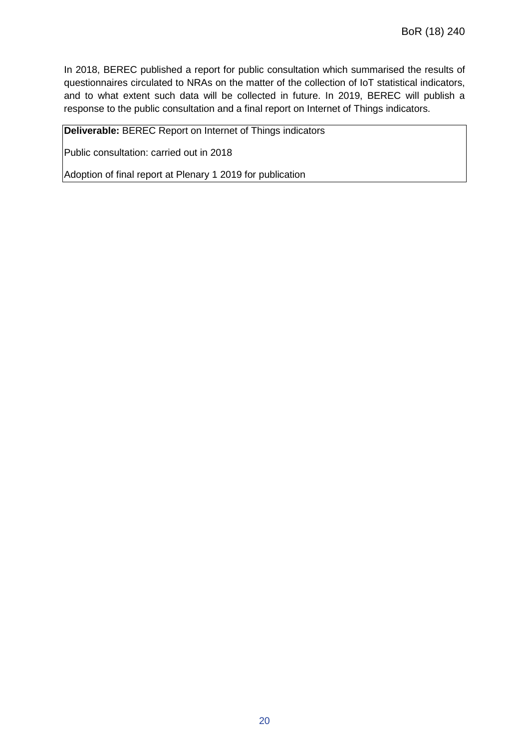In 2018, BEREC published a report for public consultation which summarised the results of questionnaires circulated to NRAs on the matter of the collection of IoT statistical indicators, and to what extent such data will be collected in future. In 2019, BEREC will publish a response to the public consultation and a final report on Internet of Things indicators.

| **Deliverable:** BEREC Report on Internet of Things indicators |
|---|
| Public consultation: carried out in 2018 |
| Adoption of final report at Plenary 1 2019 for publication |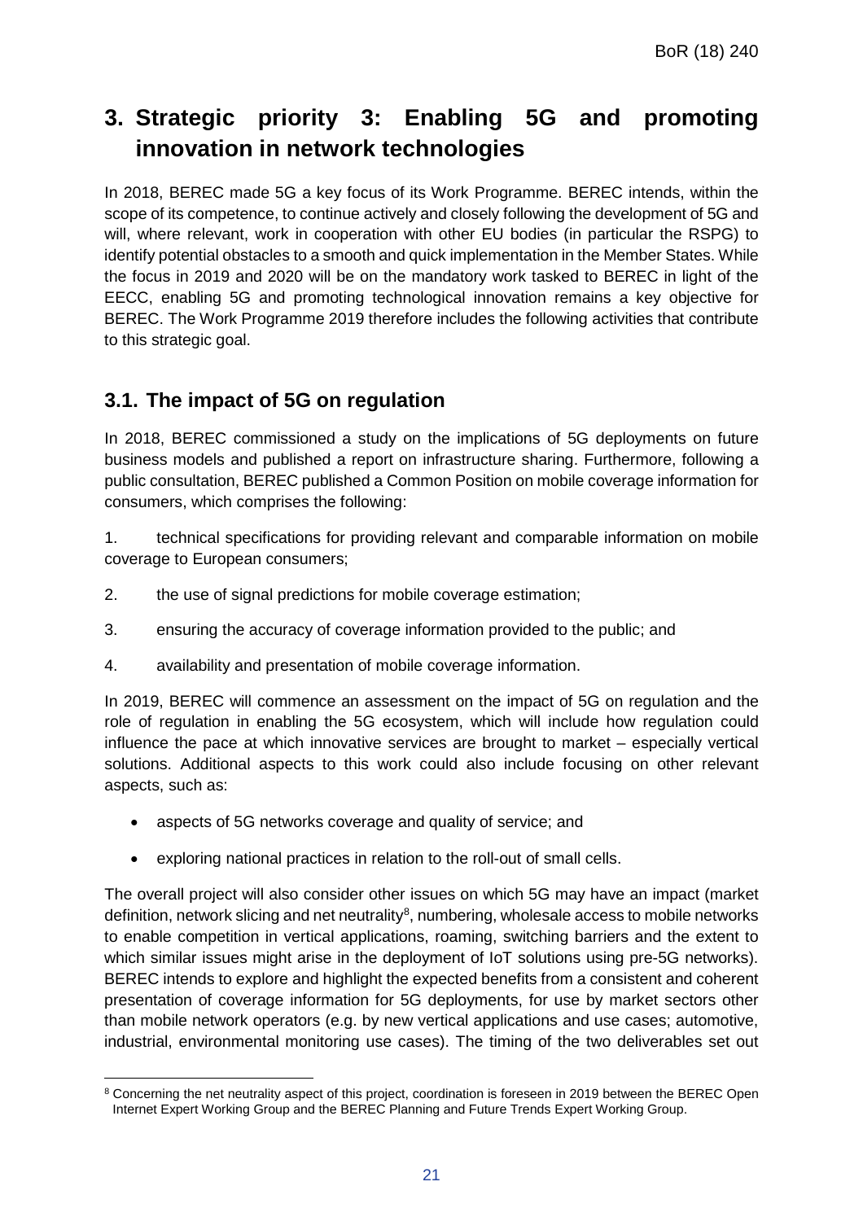# 3. Strategic priority 3: Enabling 5G and promoting innovation in network technologies

In 2018, BEREC made 5G a key focus of its Work Programme. BEREC intends, within the scope of its competence, to continue actively and closely following the development of 5G and will, where relevant, work in cooperation with other EU bodies (in particular the RSPG) to identify potential obstacles to a smooth and quick implementation in the Member States. While the focus in 2019 and 2020 will be on the mandatory work tasked to BEREC in light of the EECC, enabling 5G and promoting technological innovation remains a key objective for BEREC. The Work Programme 2019 therefore includes the following activities that contribute to this strategic goal.

## 3.1. The impact of 5G on regulation

In 2018, BEREC commissioned a study on the implications of 5G deployments on future business models and published a report on infrastructure sharing. Furthermore, following a public consultation, BEREC published a Common Position on mobile coverage information for consumers, which comprises the following:

1. technical specifications for providing relevant and comparable information on mobile coverage to European consumers;
2. the use of signal predictions for mobile coverage estimation;
3. ensuring the accuracy of coverage information provided to the public; and
4. availability and presentation of mobile coverage information.

In 2019, BEREC will commence an assessment on the impact of 5G on regulation and the role of regulation in enabling the 5G ecosystem, which will include how regulation could influence the pace at which innovative services are brought to market – especially vertical solutions. Additional aspects to this work could also include focusing on other relevant aspects, such as:

- aspects of 5G networks coverage and quality of service; and
- exploring national practices in relation to the roll-out of small cells.

The overall project will also consider other issues on which 5G may have an impact (market definition, network slicing and net neutrality[8], numbering, wholesale access to mobile networks to enable competition in vertical applications, roaming, switching barriers and the extent to which similar issues might arise in the deployment of IoT solutions using pre-5G networks). BEREC intends to explore and highlight the expected benefits from a consistent and coherent presentation of coverage information for 5G deployments, for use by market sectors other than mobile network operators (e.g. by new vertical applications and use cases; automotive, industrial, environmental monitoring use cases). The timing of the two deliverables set out

[8] Concerning the net neutrality aspect of this project, coordination is foreseen in 2019 between the BEREC Open Internet Expert Working Group and the BEREC Planning and Future Trends Expert Working Group.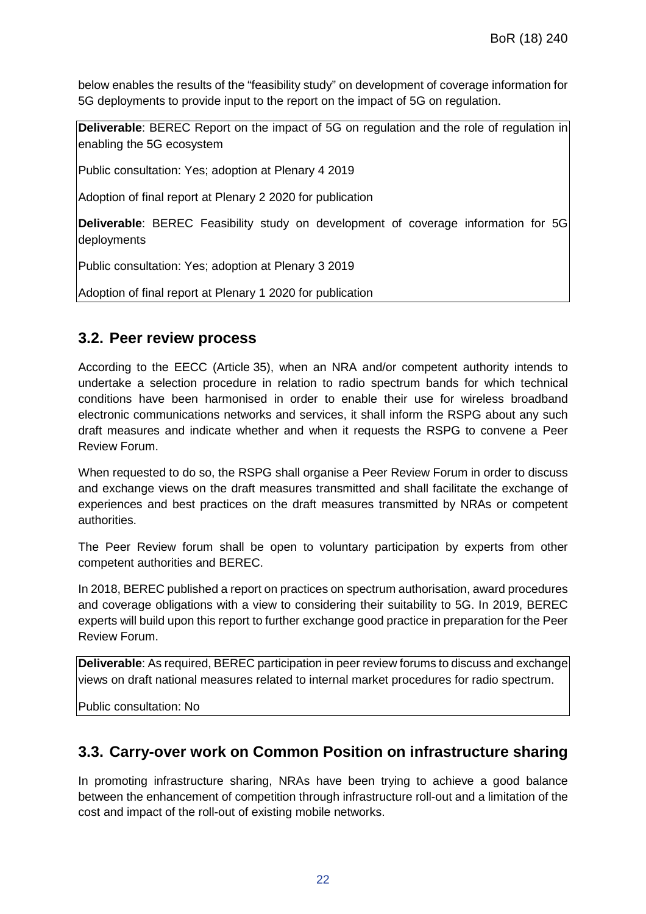below enables the results of the "feasibility study" on development of coverage information for 5G deployments to provide input to the report on the impact of 5G on regulation.

**Deliverable**: BEREC Report on the impact of 5G on regulation and the role of regulation in enabling the 5G ecosystem

Public consultation: Yes; adoption at Plenary 4 2019

Adoption of final report at Plenary 2 2020 for publication

**Deliverable**: BEREC Feasibility study on development of coverage information for 5G deployments

Public consultation: Yes; adoption at Plenary 3 2019

Adoption of final report at Plenary 1 2020 for publication

## 3.2. Peer review process

According to the EECC (Article 35), when an NRA and/or competent authority intends to undertake a selection procedure in relation to radio spectrum bands for which technical conditions have been harmonised in order to enable their use for wireless broadband electronic communications networks and services, it shall inform the RSPG about any such draft measures and indicate whether and when it requests the RSPG to convene a Peer Review Forum.

When requested to do so, the RSPG shall organise a Peer Review Forum in order to discuss and exchange views on the draft measures transmitted and shall facilitate the exchange of experiences and best practices on the draft measures transmitted by NRAs or competent authorities.

The Peer Review forum shall be open to voluntary participation by experts from other competent authorities and BEREC.

In 2018, BEREC published a report on practices on spectrum authorisation, award procedures and coverage obligations with a view to considering their suitability to 5G. In 2019, BEREC experts will build upon this report to further exchange good practice in preparation for the Peer Review Forum.

**Deliverable**: As required, BEREC participation in peer review forums to discuss and exchange views on draft national measures related to internal market procedures for radio spectrum.

Public consultation: No

## 3.3. Carry-over work on Common Position on infrastructure sharing

In promoting infrastructure sharing, NRAs have been trying to achieve a good balance between the enhancement of competition through infrastructure roll-out and a limitation of the cost and impact of the roll-out of existing mobile networks.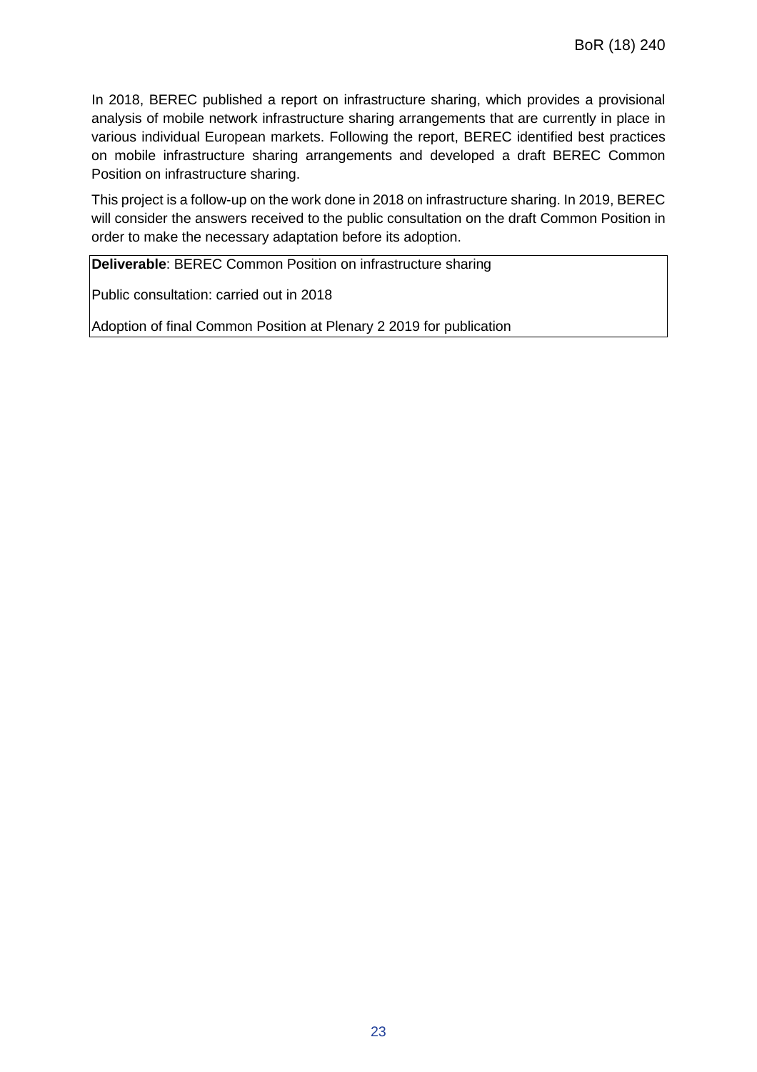In 2018, BEREC published a report on infrastructure sharing, which provides a provisional analysis of mobile network infrastructure sharing arrangements that are currently in place in various individual European markets. Following the report, BEREC identified best practices on mobile infrastructure sharing arrangements and developed a draft BEREC Common Position on infrastructure sharing.

This project is a follow-up on the work done in 2018 on infrastructure sharing. In 2019, BEREC will consider the answers received to the public consultation on the draft Common Position in order to make the necessary adaptation before its adoption.

| **Deliverable**: BEREC Common Position on infrastructure sharing<br><br>Public consultation: carried out in 2018<br><br>Adoption of final Common Position at Plenary 2 2019 for publication |
|---|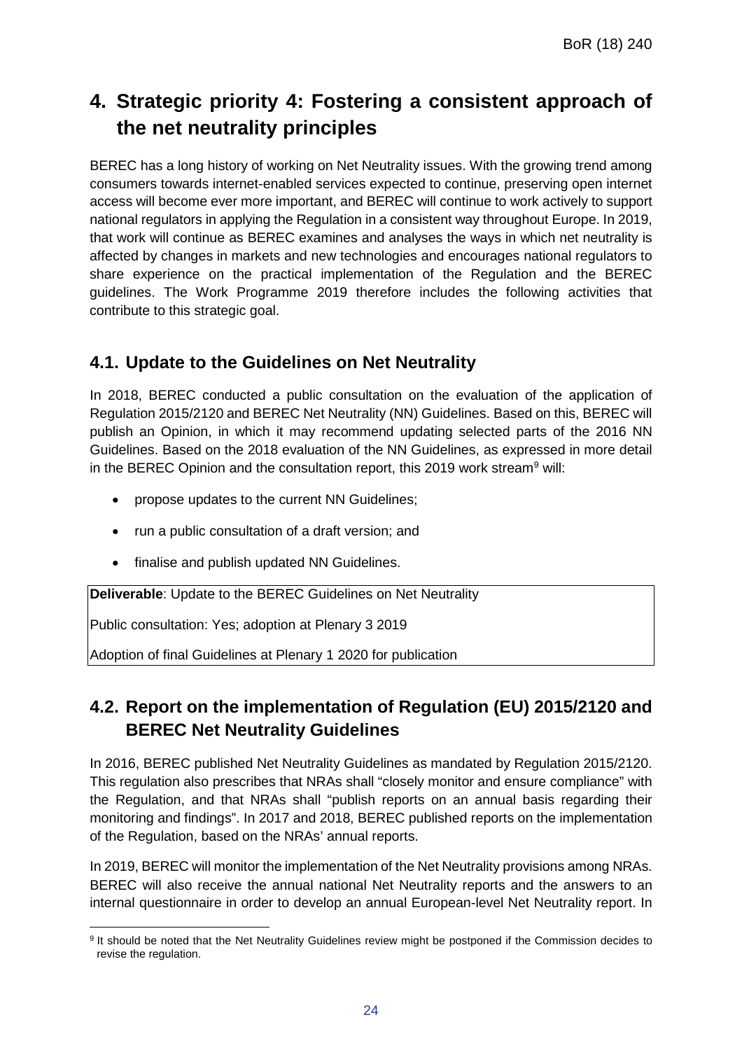# 4. Strategic priority 4: Fostering a consistent approach of the net neutrality principles

BEREC has a long history of working on Net Neutrality issues. With the growing trend among consumers towards internet-enabled services expected to continue, preserving open internet access will become ever more important, and BEREC will continue to work actively to support national regulators in applying the Regulation in a consistent way throughout Europe. In 2019, that work will continue as BEREC examines and analyses the ways in which net neutrality is affected by changes in markets and new technologies and encourages national regulators to share experience on the practical implementation of the Regulation and the BEREC guidelines. The Work Programme 2019 therefore includes the following activities that contribute to this strategic goal.

## 4.1. Update to the Guidelines on Net Neutrality

In 2018, BEREC conducted a public consultation on the evaluation of the application of Regulation 2015/2120 and BEREC Net Neutrality (NN) Guidelines. Based on this, BEREC will publish an Opinion, in which it may recommend updating selected parts of the 2016 NN Guidelines. Based on the 2018 evaluation of the NN Guidelines, as expressed in more detail in the BEREC Opinion and the consultation report, this 2019 work stream[9] will:

- propose updates to the current NN Guidelines;
- run a public consultation of a draft version; and
- finalise and publish updated NN Guidelines.

| **Deliverable**: Update to the BEREC Guidelines on Net Neutrality |
|---|
| Public consultation: Yes; adoption at Plenary 3 2019 |
| Adoption of final Guidelines at Plenary 1 2020 for publication |

## 4.2. Report on the implementation of Regulation (EU) 2015/2120 and BEREC Net Neutrality Guidelines

In 2016, BEREC published Net Neutrality Guidelines as mandated by Regulation 2015/2120. This regulation also prescribes that NRAs shall "closely monitor and ensure compliance" with the Regulation, and that NRAs shall "publish reports on an annual basis regarding their monitoring and findings". In 2017 and 2018, BEREC published reports on the implementation of the Regulation, based on the NRAs' annual reports.

In 2019, BEREC will monitor the implementation of the Net Neutrality provisions among NRAs. BEREC will also receive the annual national Net Neutrality reports and the answers to an internal questionnaire in order to develop an annual European-level Net Neutrality report. In

[9] It should be noted that the Net Neutrality Guidelines review might be postponed if the Commission decides to revise the regulation.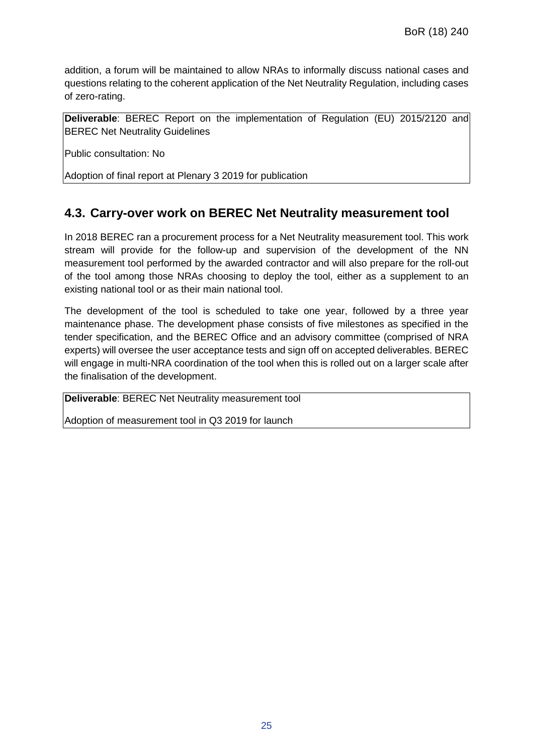addition, a forum will be maintained to allow NRAs to informally discuss national cases and questions relating to the coherent application of the Net Neutrality Regulation, including cases of zero-rating.

**Deliverable**: BEREC Report on the implementation of Regulation (EU) 2015/2120 and BEREC Net Neutrality Guidelines

Public consultation: No

Adoption of final report at Plenary 3 2019 for publication

## 4.3. Carry-over work on BEREC Net Neutrality measurement tool

In 2018 BEREC ran a procurement process for a Net Neutrality measurement tool. This work stream will provide for the follow-up and supervision of the development of the NN measurement tool performed by the awarded contractor and will also prepare for the roll-out of the tool among those NRAs choosing to deploy the tool, either as a supplement to an existing national tool or as their main national tool.

The development of the tool is scheduled to take one year, followed by a three year maintenance phase. The development phase consists of five milestones as specified in the tender specification, and the BEREC Office and an advisory committee (comprised of NRA experts) will oversee the user acceptance tests and sign off on accepted deliverables. BEREC will engage in multi-NRA coordination of the tool when this is rolled out on a larger scale after the finalisation of the development.

**Deliverable**: BEREC Net Neutrality measurement tool

Adoption of measurement tool in Q3 2019 for launch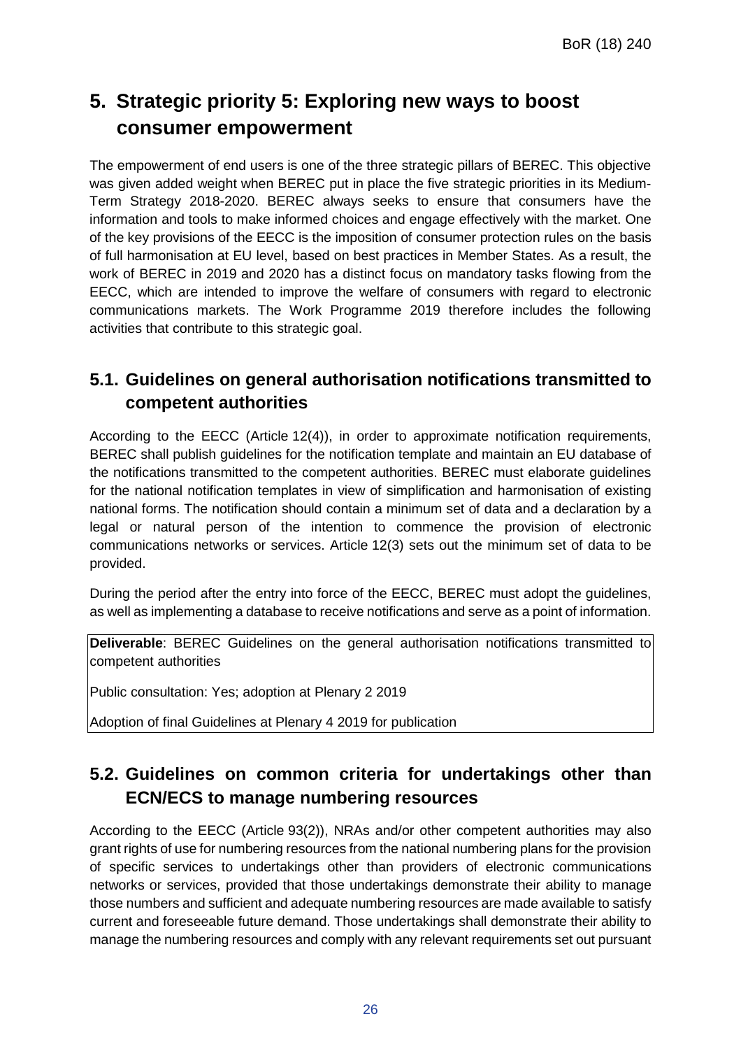# 5. Strategic priority 5: Exploring new ways to boost consumer empowerment

The empowerment of end users is one of the three strategic pillars of BEREC. This objective was given added weight when BEREC put in place the five strategic priorities in its Medium-Term Strategy 2018-2020. BEREC always seeks to ensure that consumers have the information and tools to make informed choices and engage effectively with the market. One of the key provisions of the EECC is the imposition of consumer protection rules on the basis of full harmonisation at EU level, based on best practices in Member States. As a result, the work of BEREC in 2019 and 2020 has a distinct focus on mandatory tasks flowing from the EECC, which are intended to improve the welfare of consumers with regard to electronic communications markets. The Work Programme 2019 therefore includes the following activities that contribute to this strategic goal.

## 5.1. Guidelines on general authorisation notifications transmitted to competent authorities

According to the EECC (Article 12(4)), in order to approximate notification requirements, BEREC shall publish guidelines for the notification template and maintain an EU database of the notifications transmitted to the competent authorities. BEREC must elaborate guidelines for the national notification templates in view of simplification and harmonisation of existing national forms. The notification should contain a minimum set of data and a declaration by a legal or natural person of the intention to commence the provision of electronic communications networks or services. Article 12(3) sets out the minimum set of data to be provided.

During the period after the entry into force of the EECC, BEREC must adopt the guidelines, as well as implementing a database to receive notifications and serve as a point of information.

**Deliverable**: BEREC Guidelines on the general authorisation notifications transmitted to competent authorities

Public consultation: Yes; adoption at Plenary 2 2019

Adoption of final Guidelines at Plenary 4 2019 for publication

## 5.2. Guidelines on common criteria for undertakings other than ECN/ECS to manage numbering resources

According to the EECC (Article 93(2)), NRAs and/or other competent authorities may also grant rights of use for numbering resources from the national numbering plans for the provision of specific services to undertakings other than providers of electronic communications networks or services, provided that those undertakings demonstrate their ability to manage those numbers and sufficient and adequate numbering resources are made available to satisfy current and foreseeable future demand. Those undertakings shall demonstrate their ability to manage the numbering resources and comply with any relevant requirements set out pursuant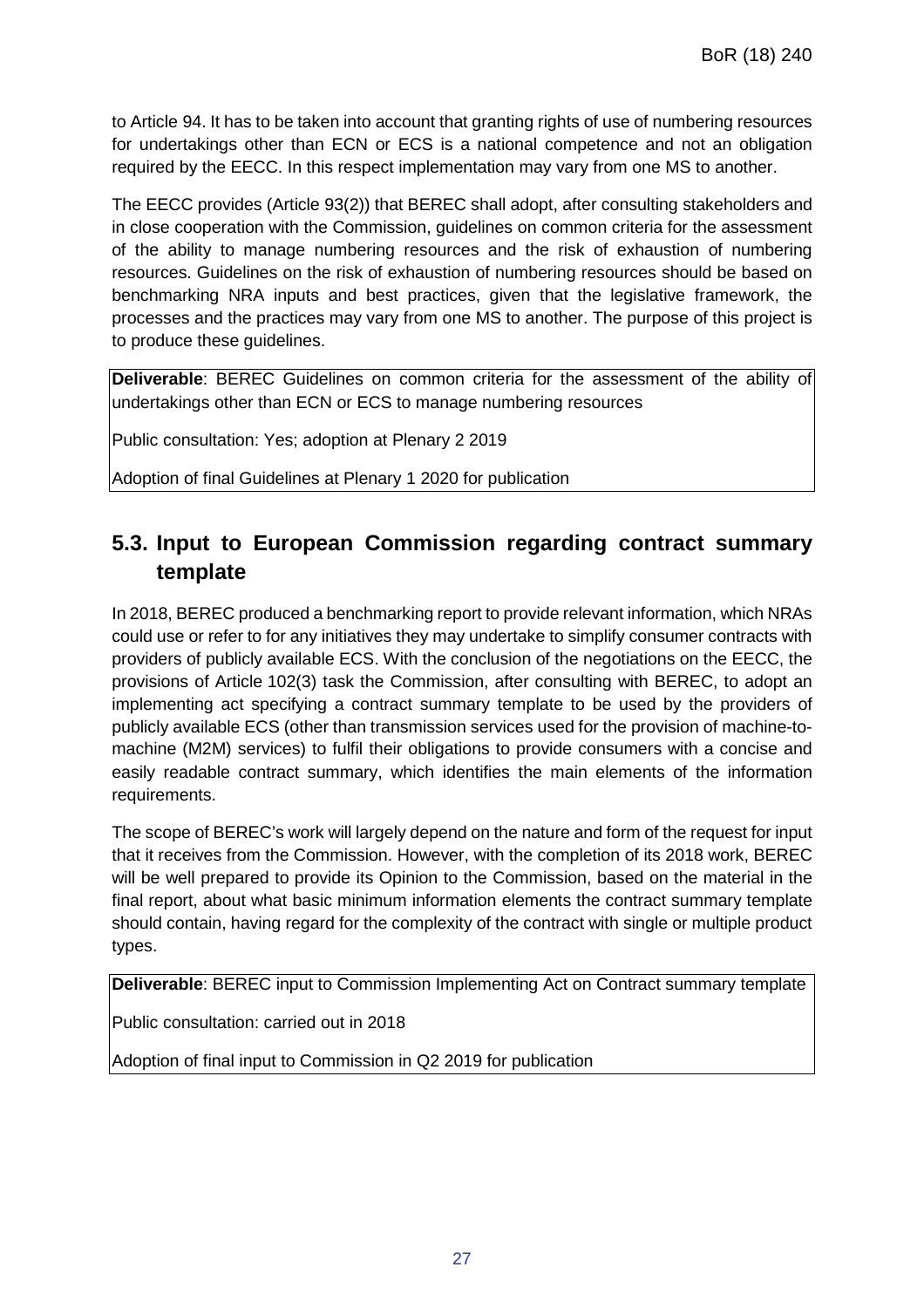to Article 94. It has to be taken into account that granting rights of use of numbering resources for undertakings other than ECN or ECS is a national competence and not an obligation required by the EECC. In this respect implementation may vary from one MS to another.

The EECC provides (Article 93(2)) that BEREC shall adopt, after consulting stakeholders and in close cooperation with the Commission, guidelines on common criteria for the assessment of the ability to manage numbering resources and the risk of exhaustion of numbering resources. Guidelines on the risk of exhaustion of numbering resources should be based on benchmarking NRA inputs and best practices, given that the legislative framework, the processes and the practices may vary from one MS to another. The purpose of this project is to produce these guidelines.

**Deliverable**: BEREC Guidelines on common criteria for the assessment of the ability of undertakings other than ECN or ECS to manage numbering resources

Public consultation: Yes; adoption at Plenary 2 2019

Adoption of final Guidelines at Plenary 1 2020 for publication

## 5.3. Input to European Commission regarding contract summary template

In 2018, BEREC produced a benchmarking report to provide relevant information, which NRAs could use or refer to for any initiatives they may undertake to simplify consumer contracts with providers of publicly available ECS. With the conclusion of the negotiations on the EECC, the provisions of Article 102(3) task the Commission, after consulting with BEREC, to adopt an implementing act specifying a contract summary template to be used by the providers of publicly available ECS (other than transmission services used for the provision of machine-to-machine (M2M) services) to fulfil their obligations to provide consumers with a concise and easily readable contract summary, which identifies the main elements of the information requirements.

The scope of BEREC's work will largely depend on the nature and form of the request for input that it receives from the Commission. However, with the completion of its 2018 work, BEREC will be well prepared to provide its Opinion to the Commission, based on the material in the final report, about what basic minimum information elements the contract summary template should contain, having regard for the complexity of the contract with single or multiple product types.

**Deliverable**: BEREC input to Commission Implementing Act on Contract summary template

Public consultation: carried out in 2018

Adoption of final input to Commission in Q2 2019 for publication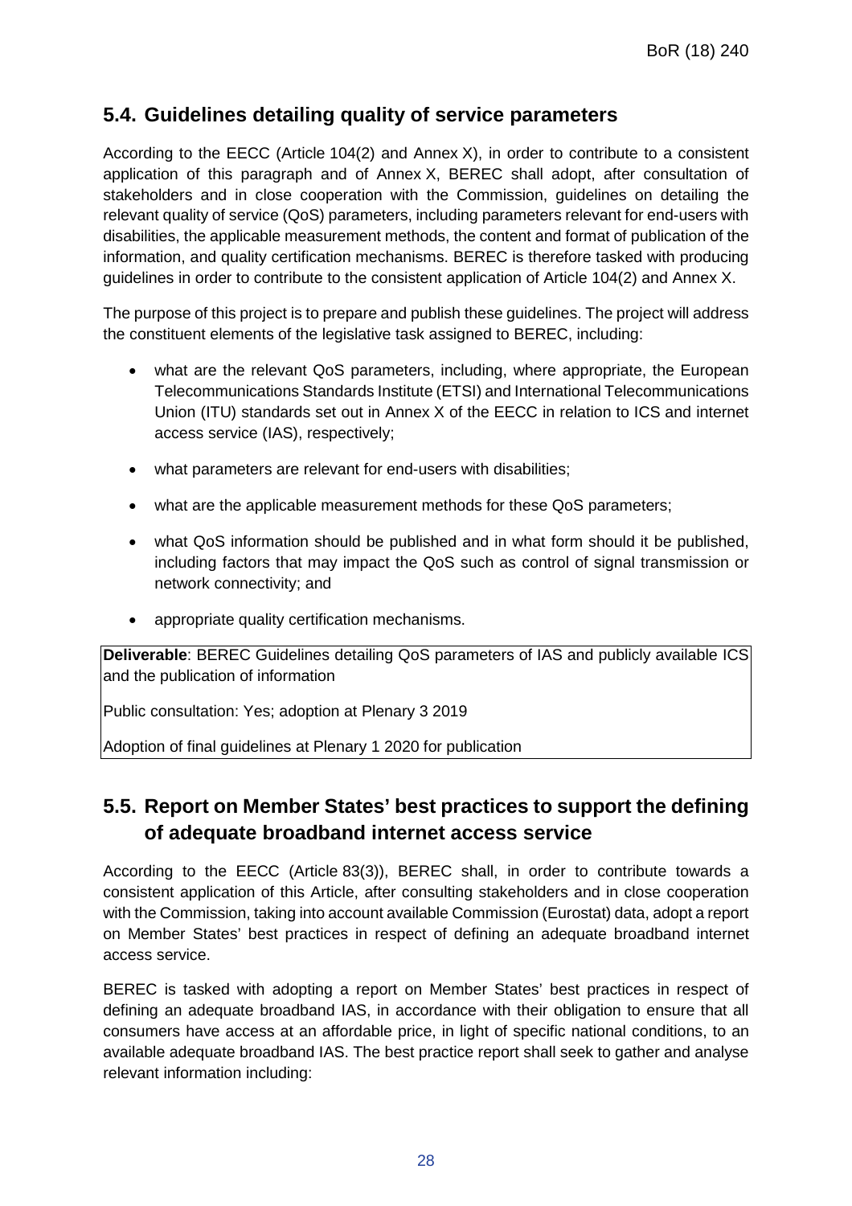## 5.4. Guidelines detailing quality of service parameters

According to the EECC (Article 104(2) and Annex X), in order to contribute to a consistent application of this paragraph and of Annex X, BEREC shall adopt, after consultation of stakeholders and in close cooperation with the Commission, guidelines on detailing the relevant quality of service (QoS) parameters, including parameters relevant for end-users with disabilities, the applicable measurement methods, the content and format of publication of the information, and quality certification mechanisms. BEREC is therefore tasked with producing guidelines in order to contribute to the consistent application of Article 104(2) and Annex X.

The purpose of this project is to prepare and publish these guidelines. The project will address the constituent elements of the legislative task assigned to BEREC, including:

- what are the relevant QoS parameters, including, where appropriate, the European Telecommunications Standards Institute (ETSI) and International Telecommunications Union (ITU) standards set out in Annex X of the EECC in relation to ICS and internet access service (IAS), respectively;
- what parameters are relevant for end-users with disabilities;
- what are the applicable measurement methods for these QoS parameters;
- what QoS information should be published and in what form should it be published, including factors that may impact the QoS such as control of signal transmission or network connectivity; and
- appropriate quality certification mechanisms.

**Deliverable**: BEREC Guidelines detailing QoS parameters of IAS and publicly available ICS and the publication of information

Public consultation: Yes; adoption at Plenary 3 2019

Adoption of final guidelines at Plenary 1 2020 for publication

## 5.5. Report on Member States' best practices to support the defining of adequate broadband internet access service

According to the EECC (Article 83(3)), BEREC shall, in order to contribute towards a consistent application of this Article, after consulting stakeholders and in close cooperation with the Commission, taking into account available Commission (Eurostat) data, adopt a report on Member States' best practices in respect of defining an adequate broadband internet access service.

BEREC is tasked with adopting a report on Member States' best practices in respect of defining an adequate broadband IAS, in accordance with their obligation to ensure that all consumers have access at an affordable price, in light of specific national conditions, to an available adequate broadband IAS. The best practice report shall seek to gather and analyse relevant information including: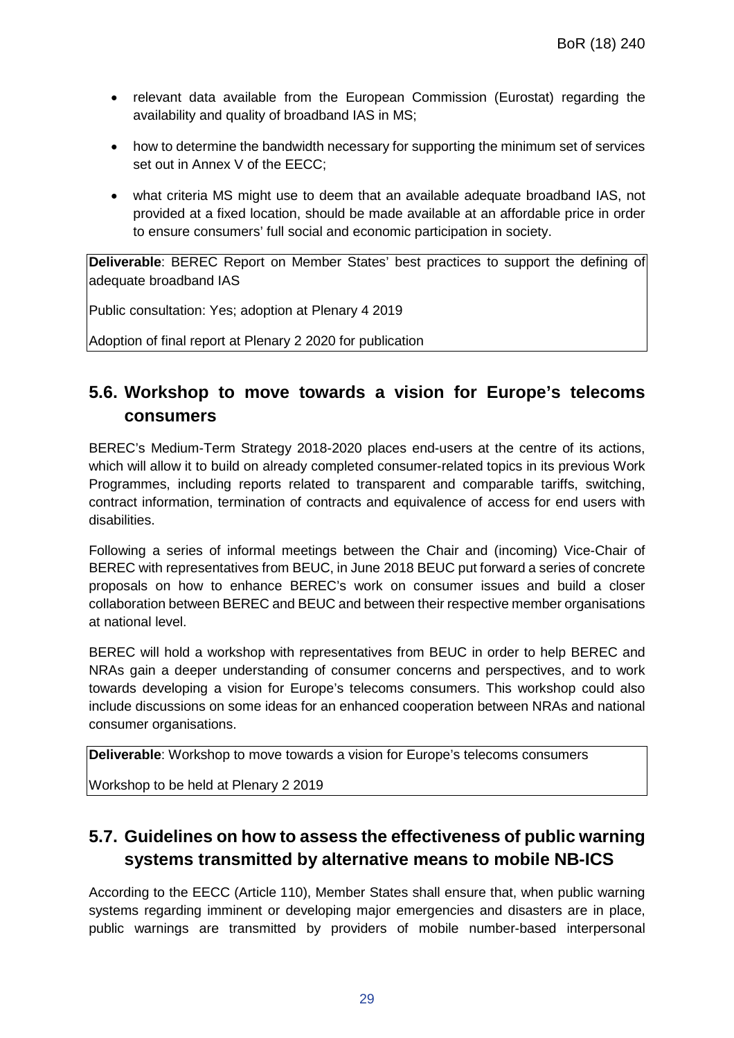- relevant data available from the European Commission (Eurostat) regarding the availability and quality of broadband IAS in MS;
- how to determine the bandwidth necessary for supporting the minimum set of services set out in Annex V of the EECC;
- what criteria MS might use to deem that an available adequate broadband IAS, not provided at a fixed location, should be made available at an affordable price in order to ensure consumers' full social and economic participation in society.

**Deliverable**: BEREC Report on Member States' best practices to support the defining of adequate broadband IAS

Public consultation: Yes; adoption at Plenary 4 2019

Adoption of final report at Plenary 2 2020 for publication

## 5.6. Workshop to move towards a vision for Europe's telecoms consumers

BEREC's Medium-Term Strategy 2018-2020 places end-users at the centre of its actions, which will allow it to build on already completed consumer-related topics in its previous Work Programmes, including reports related to transparent and comparable tariffs, switching, contract information, termination of contracts and equivalence of access for end users with disabilities.

Following a series of informal meetings between the Chair and (incoming) Vice-Chair of BEREC with representatives from BEUC, in June 2018 BEUC put forward a series of concrete proposals on how to enhance BEREC's work on consumer issues and build a closer collaboration between BEREC and BEUC and between their respective member organisations at national level.

BEREC will hold a workshop with representatives from BEUC in order to help BEREC and NRAs gain a deeper understanding of consumer concerns and perspectives, and to work towards developing a vision for Europe's telecoms consumers. This workshop could also include discussions on some ideas for an enhanced cooperation between NRAs and national consumer organisations.

**Deliverable**: Workshop to move towards a vision for Europe's telecoms consumers

Workshop to be held at Plenary 2 2019

## 5.7. Guidelines on how to assess the effectiveness of public warning systems transmitted by alternative means to mobile NB-ICS

According to the EECC (Article 110), Member States shall ensure that, when public warning systems regarding imminent or developing major emergencies and disasters are in place, public warnings are transmitted by providers of mobile number-based interpersonal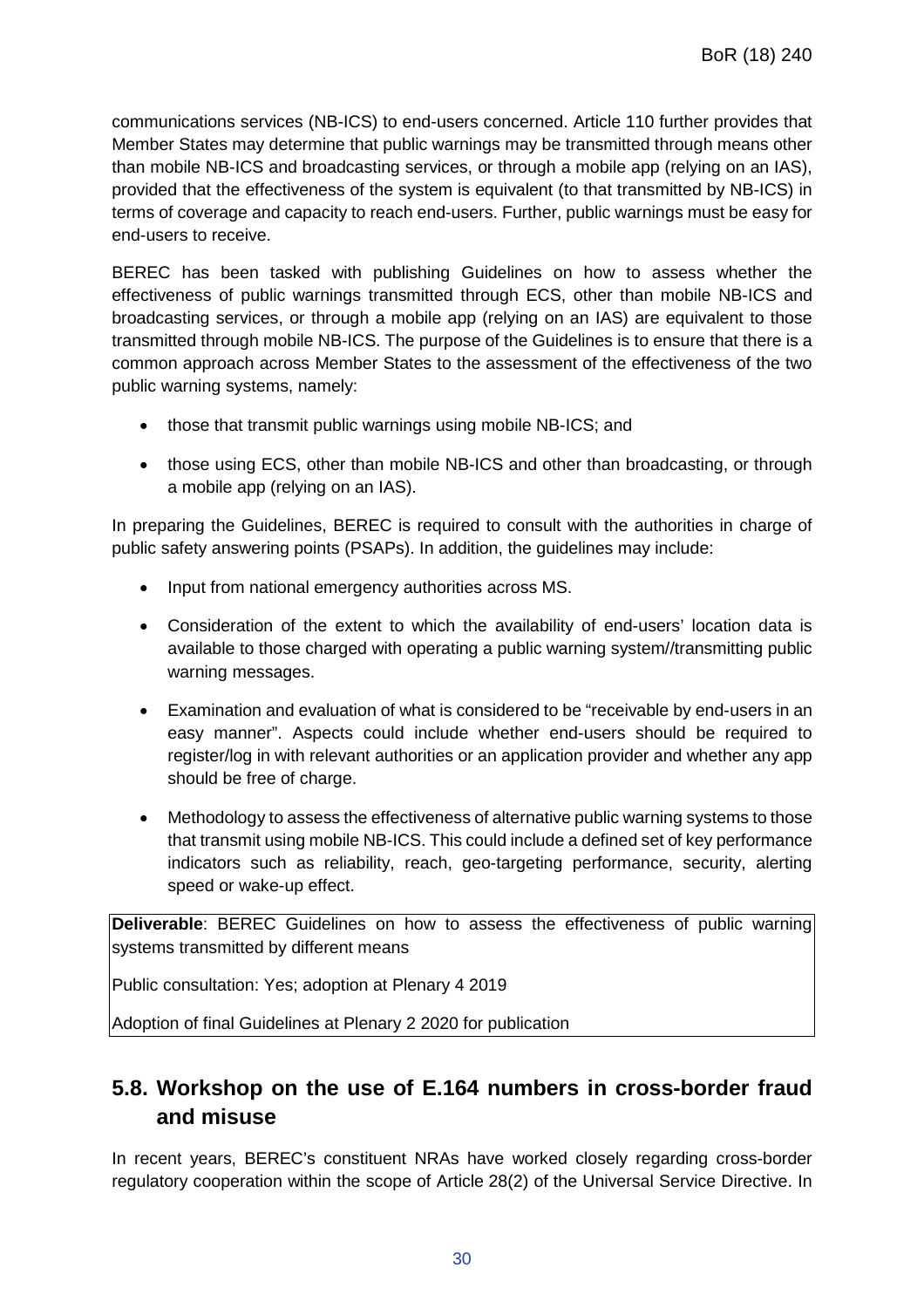communications services (NB-ICS) to end-users concerned. Article 110 further provides that Member States may determine that public warnings may be transmitted through means other than mobile NB-ICS and broadcasting services, or through a mobile app (relying on an IAS), provided that the effectiveness of the system is equivalent (to that transmitted by NB-ICS) in terms of coverage and capacity to reach end-users. Further, public warnings must be easy for end-users to receive.

BEREC has been tasked with publishing Guidelines on how to assess whether the effectiveness of public warnings transmitted through ECS, other than mobile NB-ICS and broadcasting services, or through a mobile app (relying on an IAS) are equivalent to those transmitted through mobile NB-ICS. The purpose of the Guidelines is to ensure that there is a common approach across Member States to the assessment of the effectiveness of the two public warning systems, namely:

- those that transmit public warnings using mobile NB-ICS; and
- those using ECS, other than mobile NB-ICS and other than broadcasting, or through a mobile app (relying on an IAS).

In preparing the Guidelines, BEREC is required to consult with the authorities in charge of public safety answering points (PSAPs). In addition, the guidelines may include:

- Input from national emergency authorities across MS.
- Consideration of the extent to which the availability of end-users' location data is available to those charged with operating a public warning system//transmitting public warning messages.
- Examination and evaluation of what is considered to be "receivable by end-users in an easy manner". Aspects could include whether end-users should be required to register/log in with relevant authorities or an application provider and whether any app should be free of charge.
- Methodology to assess the effectiveness of alternative public warning systems to those that transmit using mobile NB-ICS. This could include a defined set of key performance indicators such as reliability, reach, geo-targeting performance, security, alerting speed or wake-up effect.

**Deliverable**: BEREC Guidelines on how to assess the effectiveness of public warning systems transmitted by different means

Public consultation: Yes; adoption at Plenary 4 2019

Adoption of final Guidelines at Plenary 2 2020 for publication

## 5.8. Workshop on the use of E.164 numbers in cross-border fraud and misuse

In recent years, BEREC's constituent NRAs have worked closely regarding cross-border regulatory cooperation within the scope of Article 28(2) of the Universal Service Directive. In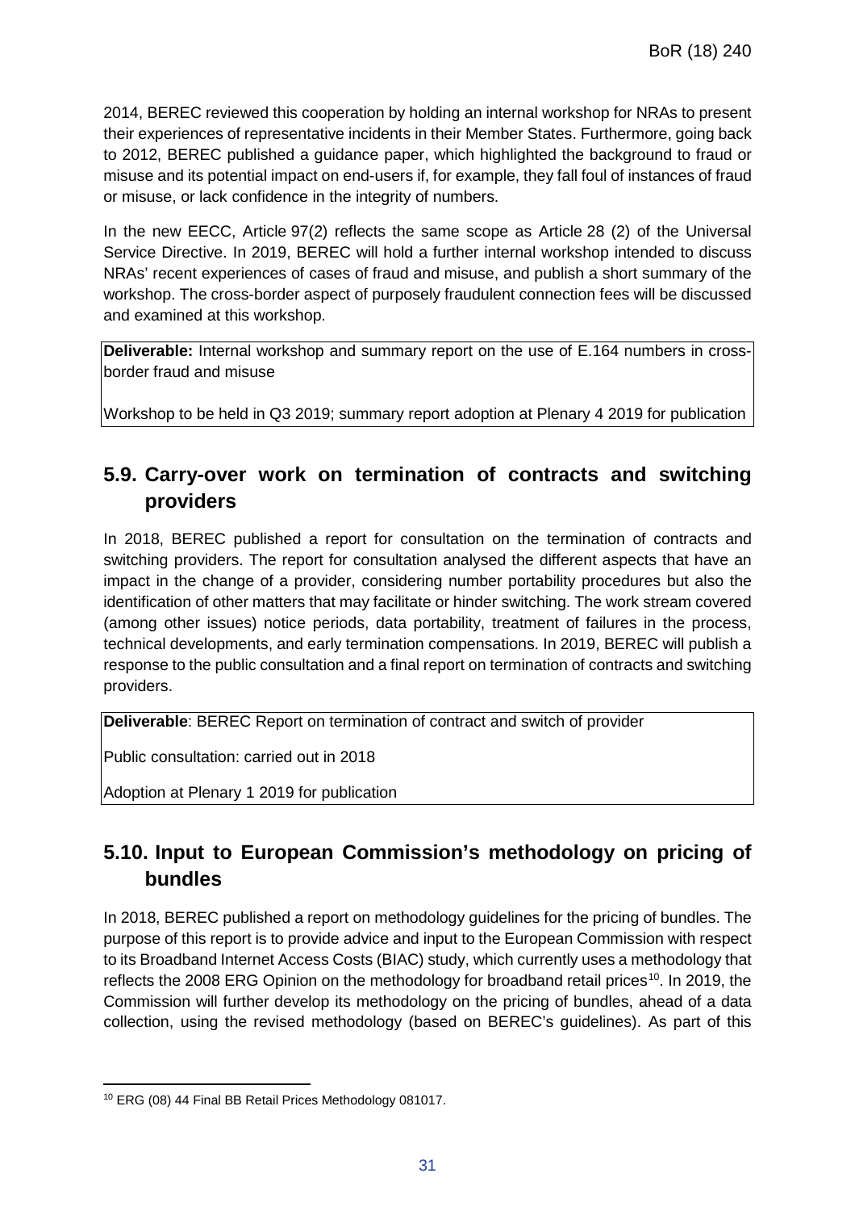2014, BEREC reviewed this cooperation by holding an internal workshop for NRAs to present their experiences of representative incidents in their Member States. Furthermore, going back to 2012, BEREC published a guidance paper, which highlighted the background to fraud or misuse and its potential impact on end-users if, for example, they fall foul of instances of fraud or misuse, or lack confidence in the integrity of numbers.

In the new EECC, Article 97(2) reflects the same scope as Article 28 (2) of the Universal Service Directive. In 2019, BEREC will hold a further internal workshop intended to discuss NRAs' recent experiences of cases of fraud and misuse, and publish a short summary of the workshop. The cross-border aspect of purposely fraudulent connection fees will be discussed and examined at this workshop.

**Deliverable:** Internal workshop and summary report on the use of E.164 numbers in cross-border fraud and misuse

Workshop to be held in Q3 2019; summary report adoption at Plenary 4 2019 for publication

## 5.9. Carry-over work on termination of contracts and switching providers

In 2018, BEREC published a report for consultation on the termination of contracts and switching providers. The report for consultation analysed the different aspects that have an impact in the change of a provider, considering number portability procedures but also the identification of other matters that may facilitate or hinder switching. The work stream covered (among other issues) notice periods, data portability, treatment of failures in the process, technical developments, and early termination compensations. In 2019, BEREC will publish a response to the public consultation and a final report on termination of contracts and switching providers.

**Deliverable**: BEREC Report on termination of contract and switch of provider

Public consultation: carried out in 2018

Adoption at Plenary 1 2019 for publication

## 5.10. Input to European Commission's methodology on pricing of bundles

In 2018, BEREC published a report on methodology guidelines for the pricing of bundles. The purpose of this report is to provide advice and input to the European Commission with respect to its Broadband Internet Access Costs (BIAC) study, which currently uses a methodology that reflects the 2008 ERG Opinion on the methodology for broadband retail prices[10]. In 2019, the Commission will further develop its methodology on the pricing of bundles, ahead of a data collection, using the revised methodology (based on BEREC's guidelines). As part of this

[10] ERG (08) 44 Final BB Retail Prices Methodology 081017.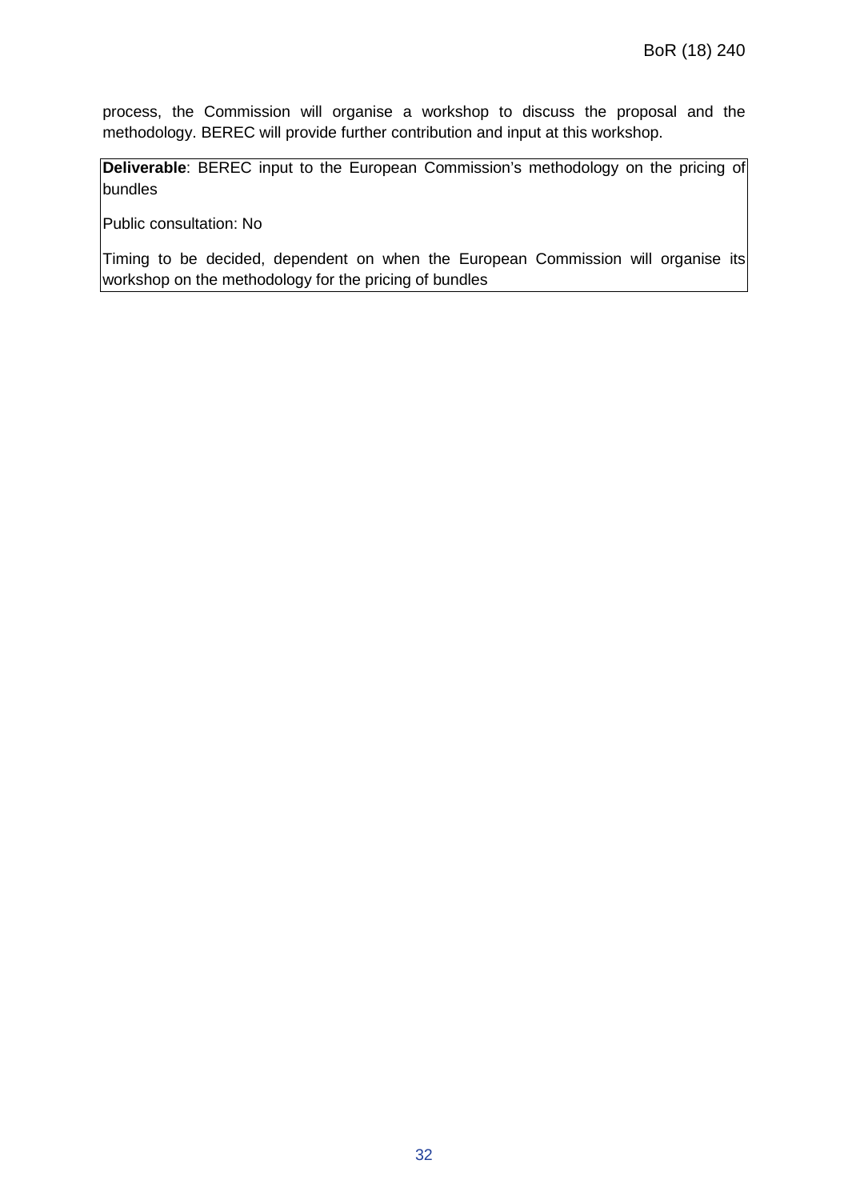process, the Commission will organise a workshop to discuss the proposal and the methodology. BEREC will provide further contribution and input at this workshop.

**Deliverable**: BEREC input to the European Commission's methodology on the pricing of bundles

Public consultation: No

Timing to be decided, dependent on when the European Commission will organise its workshop on the methodology for the pricing of bundles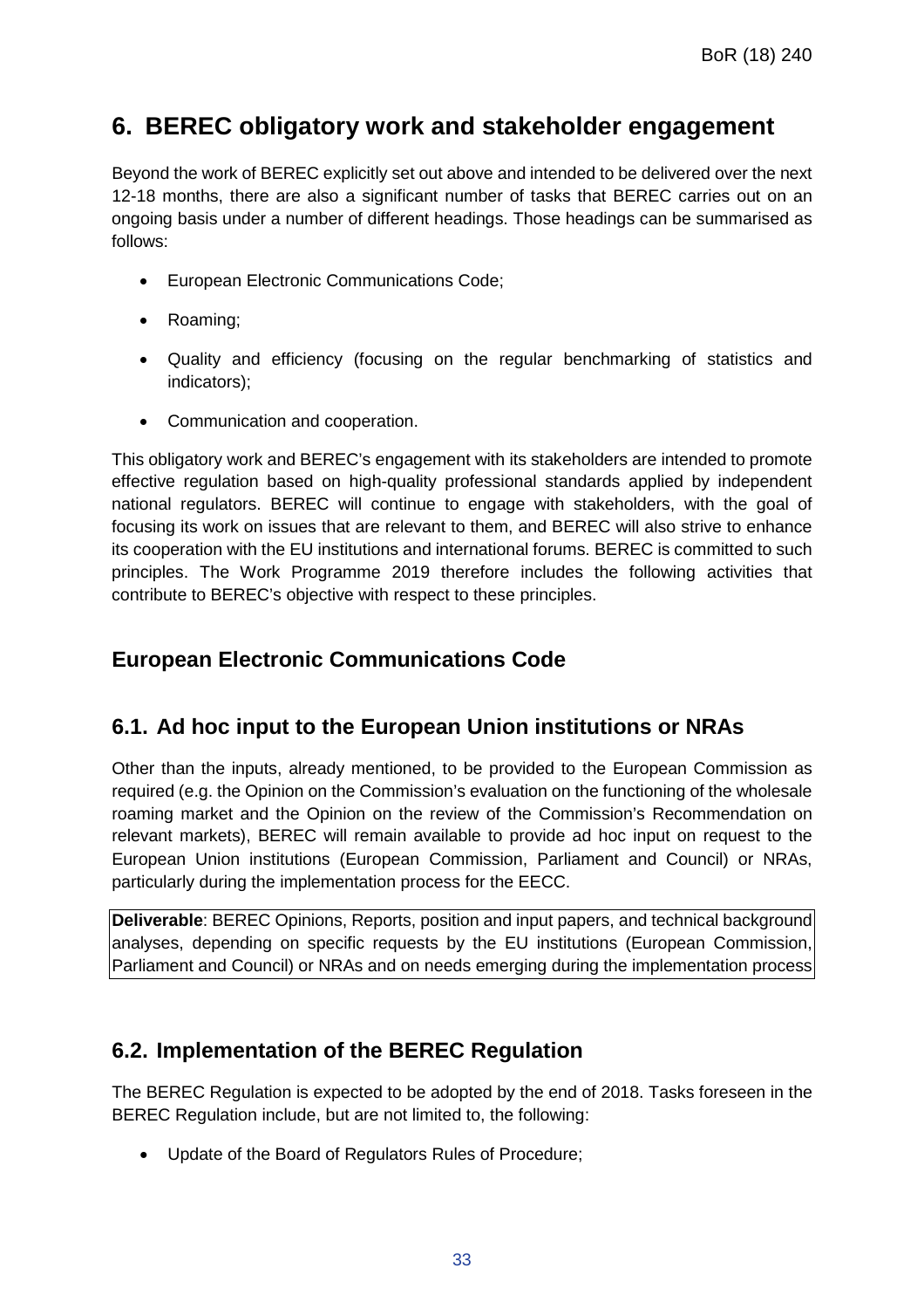# 6. BEREC obligatory work and stakeholder engagement

Beyond the work of BEREC explicitly set out above and intended to be delivered over the next 12-18 months, there are also a significant number of tasks that BEREC carries out on an ongoing basis under a number of different headings. Those headings can be summarised as follows:

- European Electronic Communications Code;
- Roaming;
- Quality and efficiency (focusing on the regular benchmarking of statistics and indicators);
- Communication and cooperation.

This obligatory work and BEREC's engagement with its stakeholders are intended to promote effective regulation based on high-quality professional standards applied by independent national regulators. BEREC will continue to engage with stakeholders, with the goal of focusing its work on issues that are relevant to them, and BEREC will also strive to enhance its cooperation with the EU institutions and international forums. BEREC is committed to such principles. The Work Programme 2019 therefore includes the following activities that contribute to BEREC's objective with respect to these principles.

## European Electronic Communications Code

## 6.1. Ad hoc input to the European Union institutions or NRAs

Other than the inputs, already mentioned, to be provided to the European Commission as required (e.g. the Opinion on the Commission's evaluation on the functioning of the wholesale roaming market and the Opinion on the review of the Commission's Recommendation on relevant markets), BEREC will remain available to provide ad hoc input on request to the European Union institutions (European Commission, Parliament and Council) or NRAs, particularly during the implementation process for the EECC.

**Deliverable**: BEREC Opinions, Reports, position and input papers, and technical background analyses, depending on specific requests by the EU institutions (European Commission, Parliament and Council) or NRAs and on needs emerging during the implementation process

## 6.2. Implementation of the BEREC Regulation

The BEREC Regulation is expected to be adopted by the end of 2018. Tasks foreseen in the BEREC Regulation include, but are not limited to, the following:

- Update of the Board of Regulators Rules of Procedure;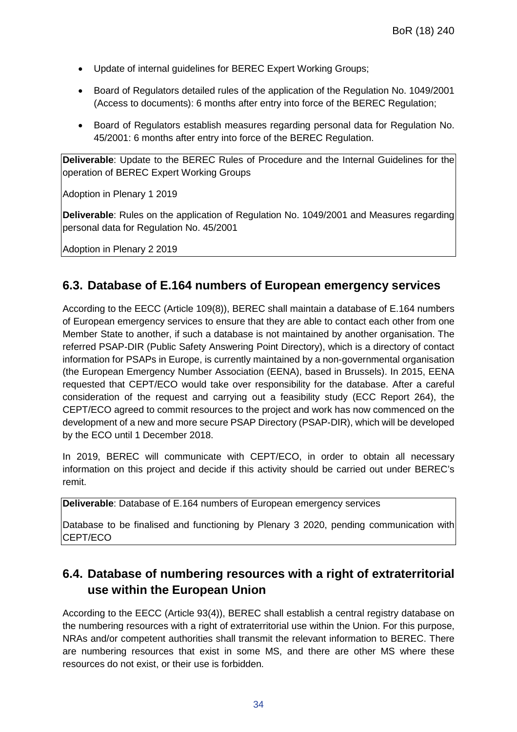- Update of internal guidelines for BEREC Expert Working Groups;
- Board of Regulators detailed rules of the application of the Regulation No. 1049/2001 (Access to documents): 6 months after entry into force of the BEREC Regulation;
- Board of Regulators establish measures regarding personal data for Regulation No. 45/2001: 6 months after entry into force of the BEREC Regulation.

**Deliverable**: Update to the BEREC Rules of Procedure and the Internal Guidelines for the operation of BEREC Expert Working Groups

Adoption in Plenary 1 2019

**Deliverable**: Rules on the application of Regulation No. 1049/2001 and Measures regarding personal data for Regulation No. 45/2001

Adoption in Plenary 2 2019

## 6.3. Database of E.164 numbers of European emergency services

According to the EECC (Article 109(8)), BEREC shall maintain a database of E.164 numbers of European emergency services to ensure that they are able to contact each other from one Member State to another, if such a database is not maintained by another organisation. The referred PSAP-DIR (Public Safety Answering Point Directory), which is a directory of contact information for PSAPs in Europe, is currently maintained by a non-governmental organisation (the European Emergency Number Association (EENA), based in Brussels). In 2015, EENA requested that CEPT/ECO would take over responsibility for the database. After a careful consideration of the request and carrying out a feasibility study (ECC Report 264), the CEPT/ECO agreed to commit resources to the project and work has now commenced on the development of a new and more secure PSAP Directory (PSAP-DIR), which will be developed by the ECO until 1 December 2018.

In 2019, BEREC will communicate with CEPT/ECO, in order to obtain all necessary information on this project and decide if this activity should be carried out under BEREC's remit.

**Deliverable**: Database of E.164 numbers of European emergency services

Database to be finalised and functioning by Plenary 3 2020, pending communication with CEPT/ECO

## 6.4. Database of numbering resources with a right of extraterritorial use within the European Union

According to the EECC (Article 93(4)), BEREC shall establish a central registry database on the numbering resources with a right of extraterritorial use within the Union. For this purpose, NRAs and/or competent authorities shall transmit the relevant information to BEREC. There are numbering resources that exist in some MS, and there are other MS where these resources do not exist, or their use is forbidden.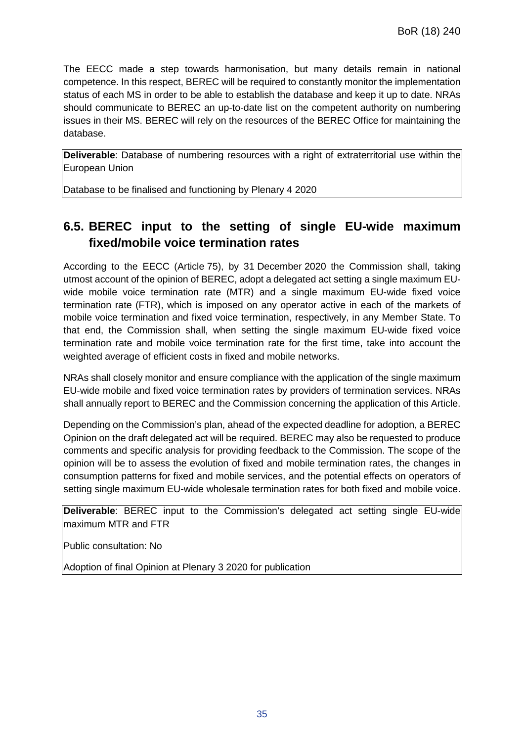The EECC made a step towards harmonisation, but many details remain in national competence. In this respect, BEREC will be required to constantly monitor the implementation status of each MS in order to be able to establish the database and keep it up to date. NRAs should communicate to BEREC an up-to-date list on the competent authority on numbering issues in their MS. BEREC will rely on the resources of the BEREC Office for maintaining the database.

**Deliverable**: Database of numbering resources with a right of extraterritorial use within the European Union

Database to be finalised and functioning by Plenary 4 2020

## 6.5. BEREC input to the setting of single EU-wide maximum fixed/mobile voice termination rates

According to the EECC (Article 75), by 31 December 2020 the Commission shall, taking utmost account of the opinion of BEREC, adopt a delegated act setting a single maximum EU-wide mobile voice termination rate (MTR) and a single maximum EU-wide fixed voice termination rate (FTR), which is imposed on any operator active in each of the markets of mobile voice termination and fixed voice termination, respectively, in any Member State. To that end, the Commission shall, when setting the single maximum EU-wide fixed voice termination rate and mobile voice termination rate for the first time, take into account the weighted average of efficient costs in fixed and mobile networks.

NRAs shall closely monitor and ensure compliance with the application of the single maximum EU-wide mobile and fixed voice termination rates by providers of termination services. NRAs shall annually report to BEREC and the Commission concerning the application of this Article.

Depending on the Commission's plan, ahead of the expected deadline for adoption, a BEREC Opinion on the draft delegated act will be required. BEREC may also be requested to produce comments and specific analysis for providing feedback to the Commission. The scope of the opinion will be to assess the evolution of fixed and mobile termination rates, the changes in consumption patterns for fixed and mobile services, and the potential effects on operators of setting single maximum EU-wide wholesale termination rates for both fixed and mobile voice.

**Deliverable**: BEREC input to the Commission's delegated act setting single EU-wide maximum MTR and FTR

Public consultation: No

Adoption of final Opinion at Plenary 3 2020 for publication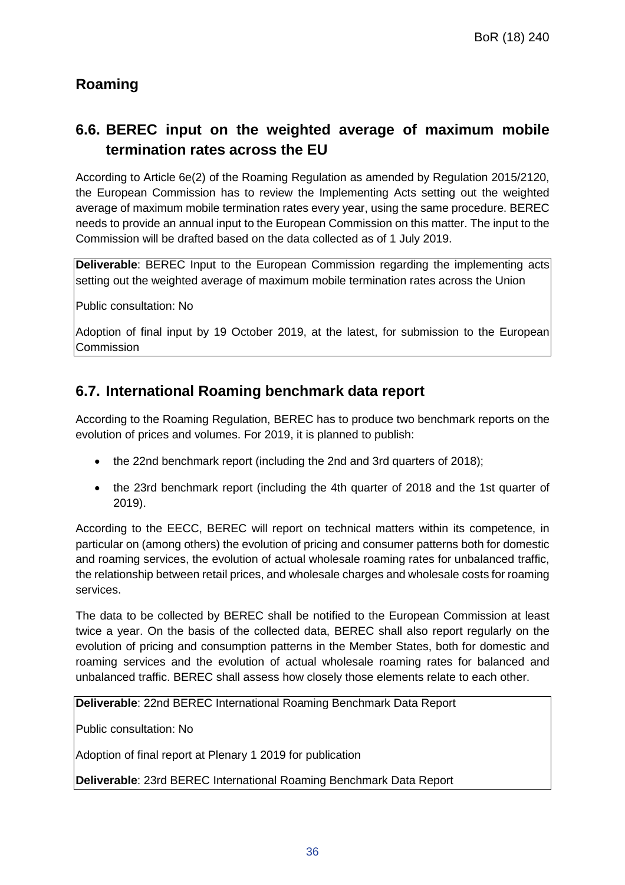## Roaming

## 6.6. BEREC input on the weighted average of maximum mobile termination rates across the EU

According to Article 6e(2) of the Roaming Regulation as amended by Regulation 2015/2120, the European Commission has to review the Implementing Acts setting out the weighted average of maximum mobile termination rates every year, using the same procedure. BEREC needs to provide an annual input to the European Commission on this matter. The input to the Commission will be drafted based on the data collected as of 1 July 2019.

**Deliverable**: BEREC Input to the European Commission regarding the implementing acts setting out the weighted average of maximum mobile termination rates across the Union

Public consultation: No

Adoption of final input by 19 October 2019, at the latest, for submission to the European Commission

## 6.7. International Roaming benchmark data report

According to the Roaming Regulation, BEREC has to produce two benchmark reports on the evolution of prices and volumes. For 2019, it is planned to publish:

- the 22nd benchmark report (including the 2nd and 3rd quarters of 2018);
- the 23rd benchmark report (including the 4th quarter of 2018 and the 1st quarter of 2019).

According to the EECC, BEREC will report on technical matters within its competence, in particular on (among others) the evolution of pricing and consumer patterns both for domestic and roaming services, the evolution of actual wholesale roaming rates for unbalanced traffic, the relationship between retail prices, and wholesale charges and wholesale costs for roaming services.

The data to be collected by BEREC shall be notified to the European Commission at least twice a year. On the basis of the collected data, BEREC shall also report regularly on the evolution of pricing and consumption patterns in the Member States, both for domestic and roaming services and the evolution of actual wholesale roaming rates for balanced and unbalanced traffic. BEREC shall assess how closely those elements relate to each other.

**Deliverable**: 22nd BEREC International Roaming Benchmark Data Report

Public consultation: No

Adoption of final report at Plenary 1 2019 for publication

**Deliverable**: 23rd BEREC International Roaming Benchmark Data Report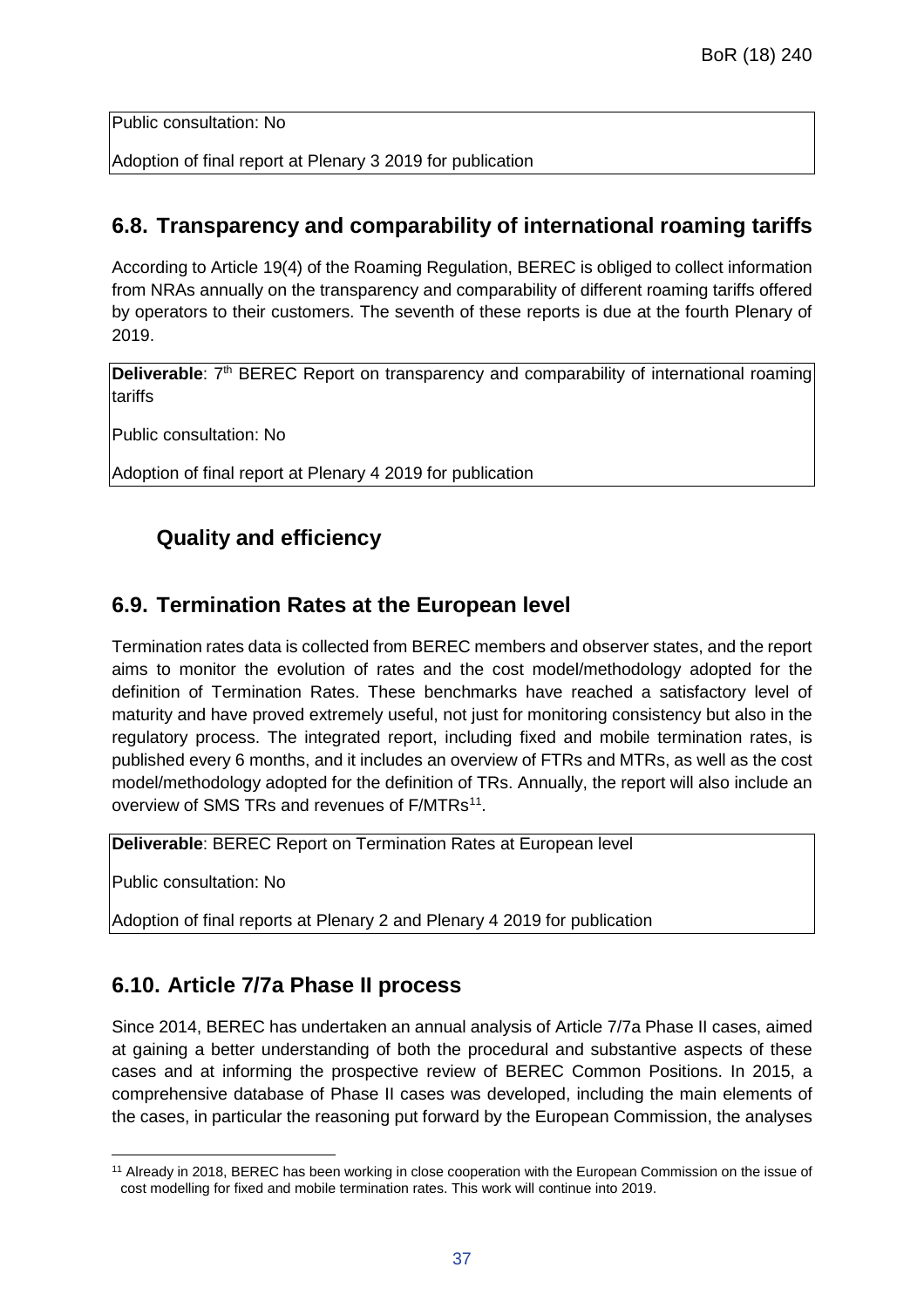Public consultation: No

Adoption of final report at Plenary 3 2019 for publication

## 6.8. Transparency and comparability of international roaming tariffs

According to Article 19(4) of the Roaming Regulation, BEREC is obliged to collect information from NRAs annually on the transparency and comparability of different roaming tariffs offered by operators to their customers. The seventh of these reports is due at the fourth Plenary of 2019.

**Deliverable**: 7th BEREC Report on transparency and comparability of international roaming tariffs

Public consultation: No

Adoption of final report at Plenary 4 2019 for publication

### Quality and efficiency

## 6.9. Termination Rates at the European level

Termination rates data is collected from BEREC members and observer states, and the report aims to monitor the evolution of rates and the cost model/methodology adopted for the definition of Termination Rates. These benchmarks have reached a satisfactory level of maturity and have proved extremely useful, not just for monitoring consistency but also in the regulatory process. The integrated report, including fixed and mobile termination rates, is published every 6 months, and it includes an overview of FTRs and MTRs, as well as the cost model/methodology adopted for the definition of TRs. Annually, the report will also include an overview of SMS TRs and revenues of F/MTRs[11].

**Deliverable**: BEREC Report on Termination Rates at European level

Public consultation: No

Adoption of final reports at Plenary 2 and Plenary 4 2019 for publication

## 6.10. Article 7/7a Phase II process

Since 2014, BEREC has undertaken an annual analysis of Article 7/7a Phase II cases, aimed at gaining a better understanding of both the procedural and substantive aspects of these cases and at informing the prospective review of BEREC Common Positions. In 2015, a comprehensive database of Phase II cases was developed, including the main elements of the cases, in particular the reasoning put forward by the European Commission, the analyses

[11] Already in 2018, BEREC has been working in close cooperation with the European Commission on the issue of cost modelling for fixed and mobile termination rates. This work will continue into 2019.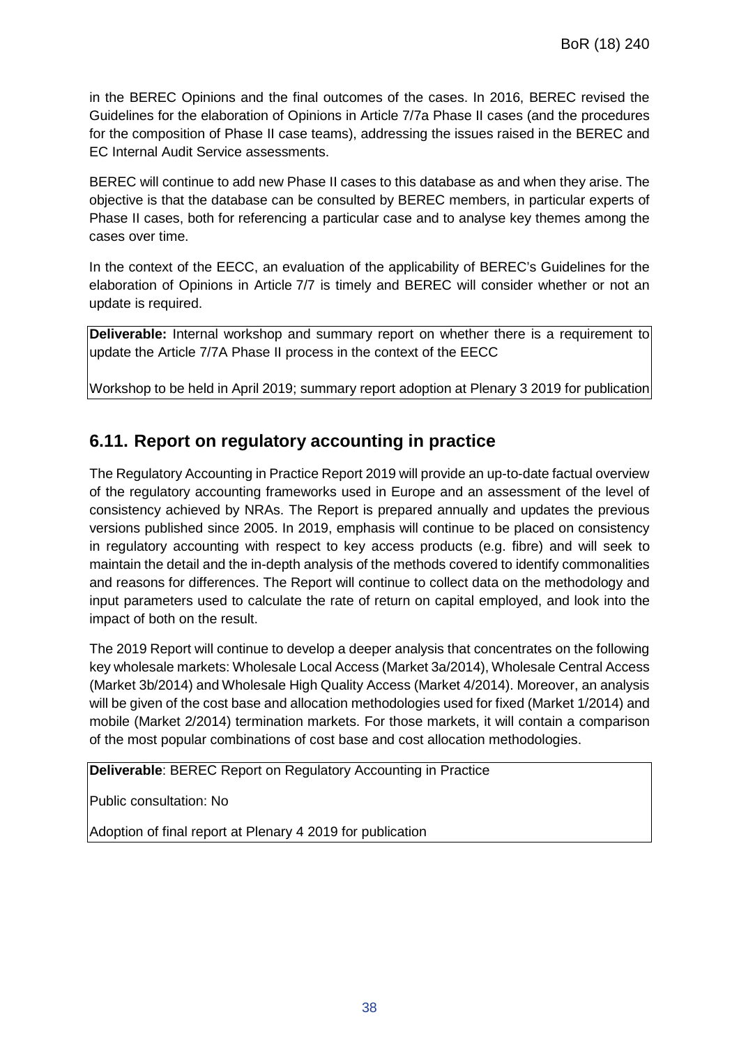in the BEREC Opinions and the final outcomes of the cases. In 2016, BEREC revised the Guidelines for the elaboration of Opinions in Article 7/7a Phase II cases (and the procedures for the composition of Phase II case teams), addressing the issues raised in the BEREC and EC Internal Audit Service assessments.

BEREC will continue to add new Phase II cases to this database as and when they arise. The objective is that the database can be consulted by BEREC members, in particular experts of Phase II cases, both for referencing a particular case and to analyse key themes among the cases over time.

In the context of the EECC, an evaluation of the applicability of BEREC's Guidelines for the elaboration of Opinions in Article 7/7 is timely and BEREC will consider whether or not an update is required.

**Deliverable:** Internal workshop and summary report on whether there is a requirement to update the Article 7/7A Phase II process in the context of the EECC

Workshop to be held in April 2019; summary report adoption at Plenary 3 2019 for publication

## 6.11. Report on regulatory accounting in practice

The Regulatory Accounting in Practice Report 2019 will provide an up-to-date factual overview of the regulatory accounting frameworks used in Europe and an assessment of the level of consistency achieved by NRAs. The Report is prepared annually and updates the previous versions published since 2005. In 2019, emphasis will continue to be placed on consistency in regulatory accounting with respect to key access products (e.g. fibre) and will seek to maintain the detail and the in-depth analysis of the methods covered to identify commonalities and reasons for differences. The Report will continue to collect data on the methodology and input parameters used to calculate the rate of return on capital employed, and look into the impact of both on the result.

The 2019 Report will continue to develop a deeper analysis that concentrates on the following key wholesale markets: Wholesale Local Access (Market 3a/2014), Wholesale Central Access (Market 3b/2014) and Wholesale High Quality Access (Market 4/2014). Moreover, an analysis will be given of the cost base and allocation methodologies used for fixed (Market 1/2014) and mobile (Market 2/2014) termination markets. For those markets, it will contain a comparison of the most popular combinations of cost base and cost allocation methodologies.

**Deliverable**: BEREC Report on Regulatory Accounting in Practice

Public consultation: No

Adoption of final report at Plenary 4 2019 for publication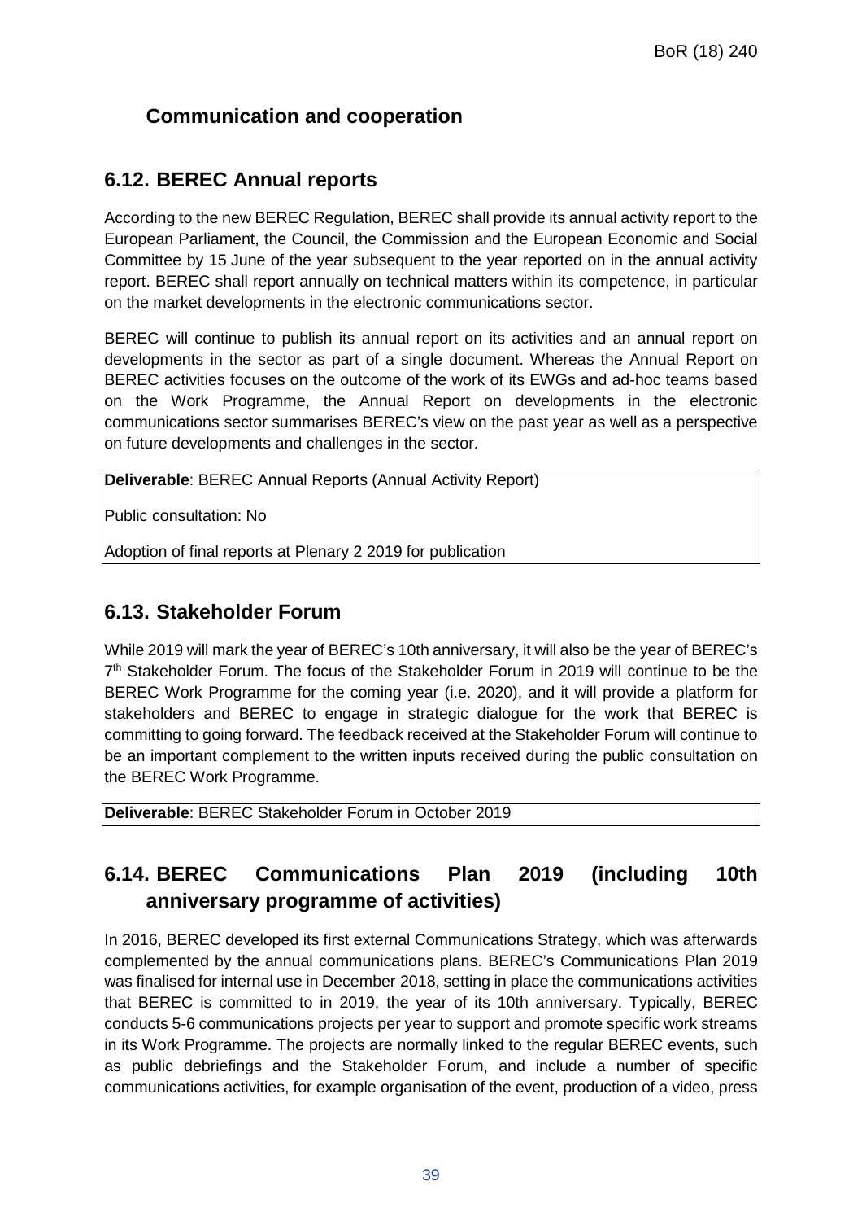## Communication and cooperation

### 6.12. BEREC Annual reports

According to the new BEREC Regulation, BEREC shall provide its annual activity report to the European Parliament, the Council, the Commission and the European Economic and Social Committee by 15 June of the year subsequent to the year reported on in the annual activity report. BEREC shall report annually on technical matters within its competence, in particular on the market developments in the electronic communications sector.

BEREC will continue to publish its annual report on its activities and an annual report on developments in the sector as part of a single document. Whereas the Annual Report on BEREC activities focuses on the outcome of the work of its EWGs and ad-hoc teams based on the Work Programme, the Annual Report on developments in the electronic communications sector summarises BEREC's view on the past year as well as a perspective on future developments and challenges in the sector.

**Deliverable**: BEREC Annual Reports (Annual Activity Report)

Public consultation: No

Adoption of final reports at Plenary 2 2019 for publication

### 6.13. Stakeholder Forum

While 2019 will mark the year of BEREC's 10th anniversary, it will also be the year of BEREC's 7th Stakeholder Forum. The focus of the Stakeholder Forum in 2019 will continue to be the BEREC Work Programme for the coming year (i.e. 2020), and it will provide a platform for stakeholders and BEREC to engage in strategic dialogue for the work that BEREC is committing to going forward. The feedback received at the Stakeholder Forum will continue to be an important complement to the written inputs received during the public consultation on the BEREC Work Programme.

**Deliverable**: BEREC Stakeholder Forum in October 2019

### 6.14. BEREC Communications Plan 2019 (including 10th anniversary programme of activities)

In 2016, BEREC developed its first external Communications Strategy, which was afterwards complemented by the annual communications plans. BEREC's Communications Plan 2019 was finalised for internal use in December 2018, setting in place the communications activities that BEREC is committed to in 2019, the year of its 10th anniversary. Typically, BEREC conducts 5-6 communications projects per year to support and promote specific work streams in its Work Programme. The projects are normally linked to the regular BEREC events, such as public debriefings and the Stakeholder Forum, and include a number of specific communications activities, for example organisation of the event, production of a video, press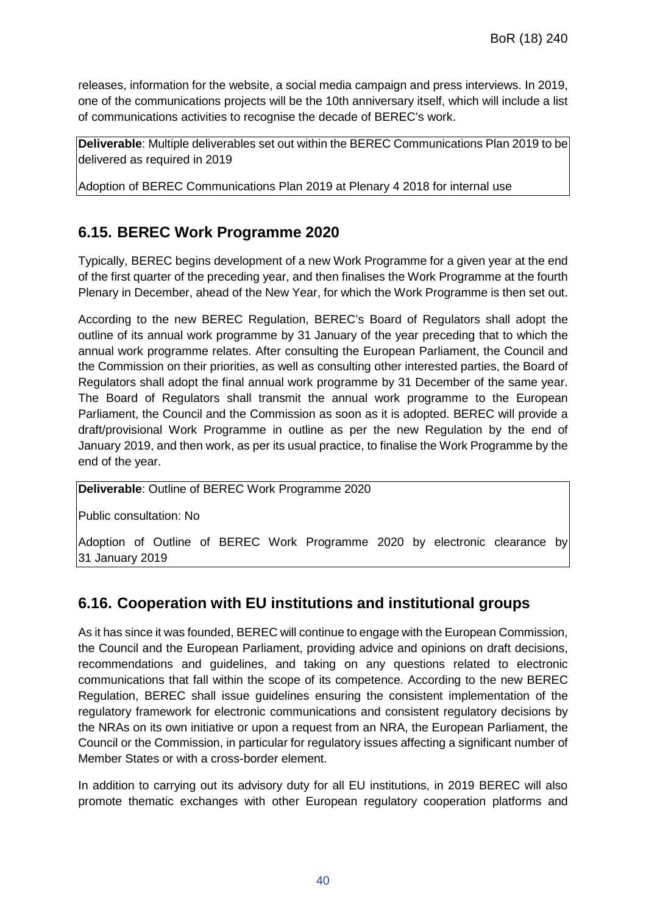releases, information for the website, a social media campaign and press interviews. In 2019, one of the communications projects will be the 10th anniversary itself, which will include a list of communications activities to recognise the decade of BEREC's work.

**Deliverable**: Multiple deliverables set out within the BEREC Communications Plan 2019 to be delivered as required in 2019

Adoption of BEREC Communications Plan 2019 at Plenary 4 2018 for internal use

## 6.15. BEREC Work Programme 2020

Typically, BEREC begins development of a new Work Programme for a given year at the end of the first quarter of the preceding year, and then finalises the Work Programme at the fourth Plenary in December, ahead of the New Year, for which the Work Programme is then set out.

According to the new BEREC Regulation, BEREC's Board of Regulators shall adopt the outline of its annual work programme by 31 January of the year preceding that to which the annual work programme relates. After consulting the European Parliament, the Council and the Commission on their priorities, as well as consulting other interested parties, the Board of Regulators shall adopt the final annual work programme by 31 December of the same year. The Board of Regulators shall transmit the annual work programme to the European Parliament, the Council and the Commission as soon as it is adopted. BEREC will provide a draft/provisional Work Programme in outline as per the new Regulation by the end of January 2019, and then work, as per its usual practice, to finalise the Work Programme by the end of the year.

**Deliverable**: Outline of BEREC Work Programme 2020

Public consultation: No

Adoption of Outline of BEREC Work Programme 2020 by electronic clearance by 31 January 2019

## 6.16. Cooperation with EU institutions and institutional groups

As it has since it was founded, BEREC will continue to engage with the European Commission, the Council and the European Parliament, providing advice and opinions on draft decisions, recommendations and guidelines, and taking on any questions related to electronic communications that fall within the scope of its competence. According to the new BEREC Regulation, BEREC shall issue guidelines ensuring the consistent implementation of the regulatory framework for electronic communications and consistent regulatory decisions by the NRAs on its own initiative or upon a request from an NRA, the European Parliament, the Council or the Commission, in particular for regulatory issues affecting a significant number of Member States or with a cross-border element.

In addition to carrying out its advisory duty for all EU institutions, in 2019 BEREC will also promote thematic exchanges with other European regulatory cooperation platforms and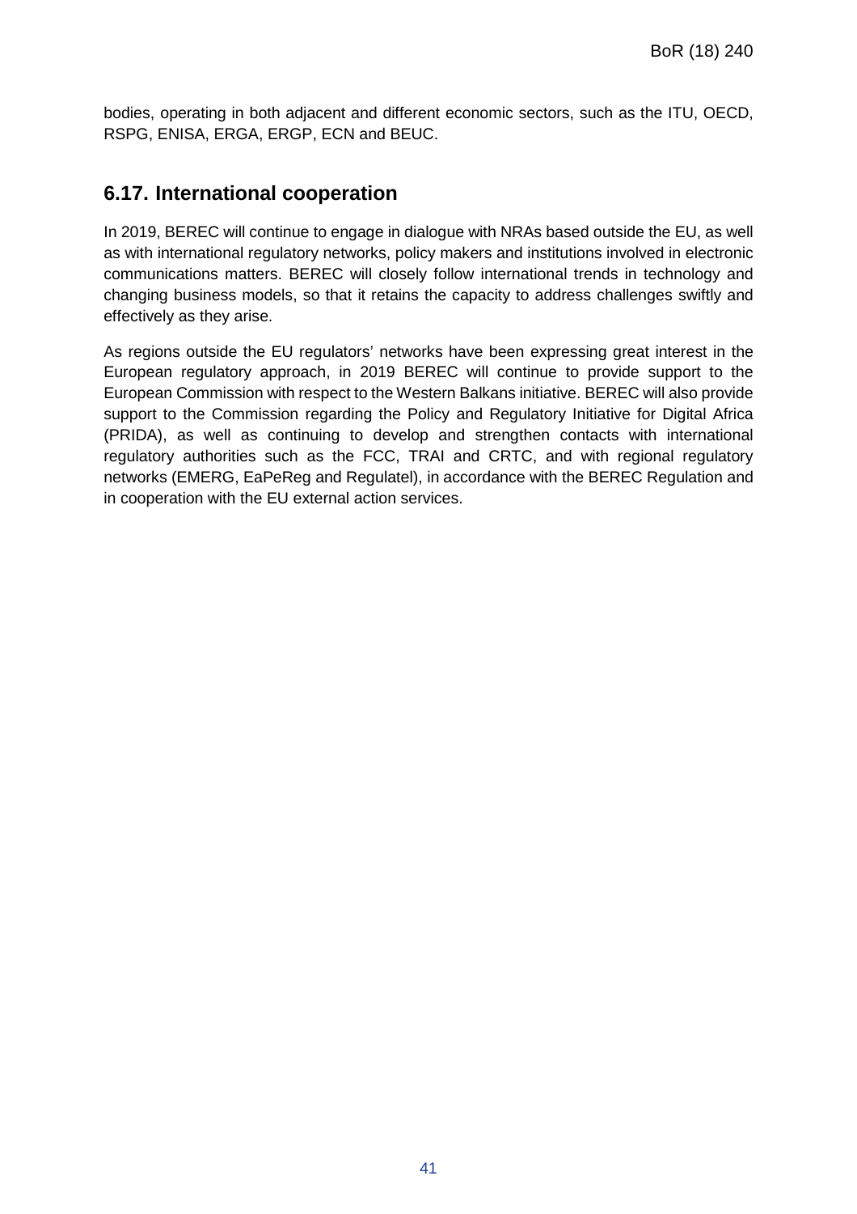bodies, operating in both adjacent and different economic sectors, such as the ITU, OECD, RSPG, ENISA, ERGA, ERGP, ECN and BEUC.

## 6.17. International cooperation

In 2019, BEREC will continue to engage in dialogue with NRAs based outside the EU, as well as with international regulatory networks, policy makers and institutions involved in electronic communications matters. BEREC will closely follow international trends in technology and changing business models, so that it retains the capacity to address challenges swiftly and effectively as they arise.

As regions outside the EU regulators' networks have been expressing great interest in the European regulatory approach, in 2019 BEREC will continue to provide support to the European Commission with respect to the Western Balkans initiative. BEREC will also provide support to the Commission regarding the Policy and Regulatory Initiative for Digital Africa (PRIDA), as well as continuing to develop and strengthen contacts with international regulatory authorities such as the FCC, TRAI and CRTC, and with regional regulatory networks (EMERG, EaPeReg and Regulatel), in accordance with the BEREC Regulation and in cooperation with the EU external action services.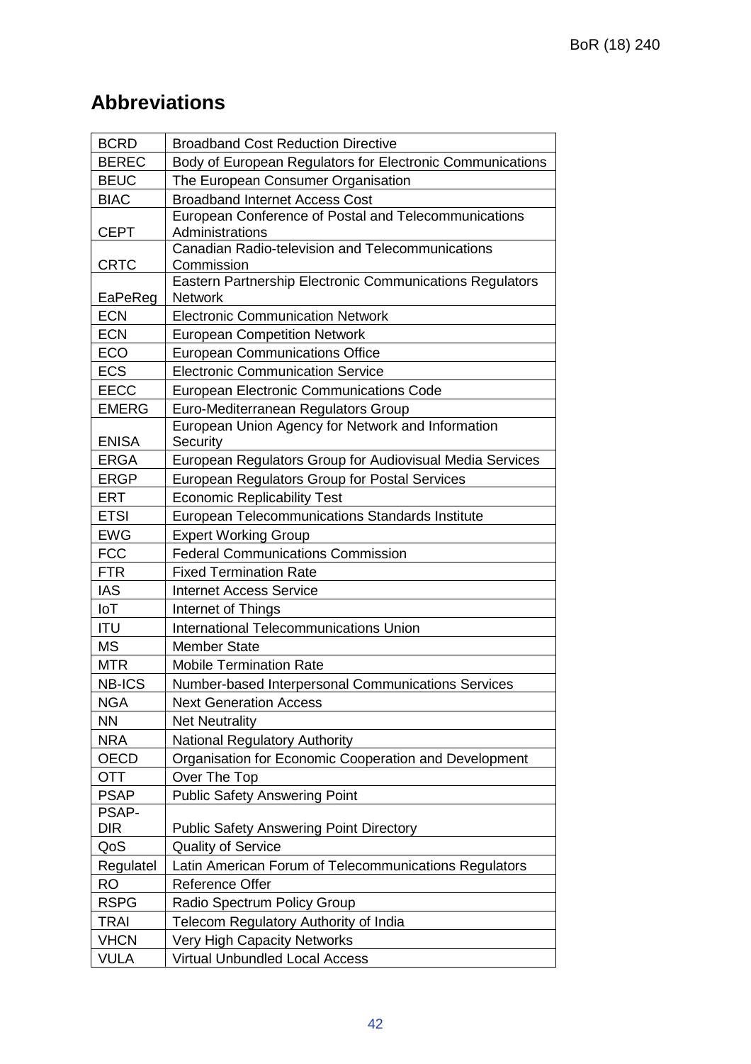## Abbreviations

| | |
|---|---|
| BCRD | Broadband Cost Reduction Directive |
| BEREC | Body of European Regulators for Electronic Communications |
| BEUC | The European Consumer Organisation |
| BIAC | Broadband Internet Access Cost |
| CEPT | European Conference of Postal and Telecommunications Administrations |
| CRTC | Canadian Radio-television and Telecommunications Commission |
| EaPeReg | Eastern Partnership Electronic Communications Regulators Network |
| ECN | Electronic Communication Network |
| ECN | European Competition Network |
| ECO | European Communications Office |
| ECS | Electronic Communication Service |
| EECC | European Electronic Communications Code |
| EMERG | Euro-Mediterranean Regulators Group |
| ENISA | European Union Agency for Network and Information Security |
| ERGA | European Regulators Group for Audiovisual Media Services |
| ERGP | European Regulators Group for Postal Services |
| ERT | Economic Replicability Test |
| ETSI | European Telecommunications Standards Institute |
| EWG | Expert Working Group |
| FCC | Federal Communications Commission |
| FTR | Fixed Termination Rate |
| IAS | Internet Access Service |
| IoT | Internet of Things |
| ITU | International Telecommunications Union |
| MS | Member State |
| MTR | Mobile Termination Rate |
| NB-ICS | Number-based Interpersonal Communications Services |
| NGA | Next Generation Access |
| NN | Net Neutrality |
| NRA | National Regulatory Authority |
| OECD | Organisation for Economic Cooperation and Development |
| OTT | Over The Top |
| PSAP | Public Safety Answering Point |
| PSAP-DIR | Public Safety Answering Point Directory |
| QoS | Quality of Service |
| Regulatel | Latin American Forum of Telecommunications Regulators |
| RO | Reference Offer |
| RSPG | Radio Spectrum Policy Group |
| TRAI | Telecom Regulatory Authority of India |
| VHCN | Very High Capacity Networks |
| VULA | Virtual Unbundled Local Access |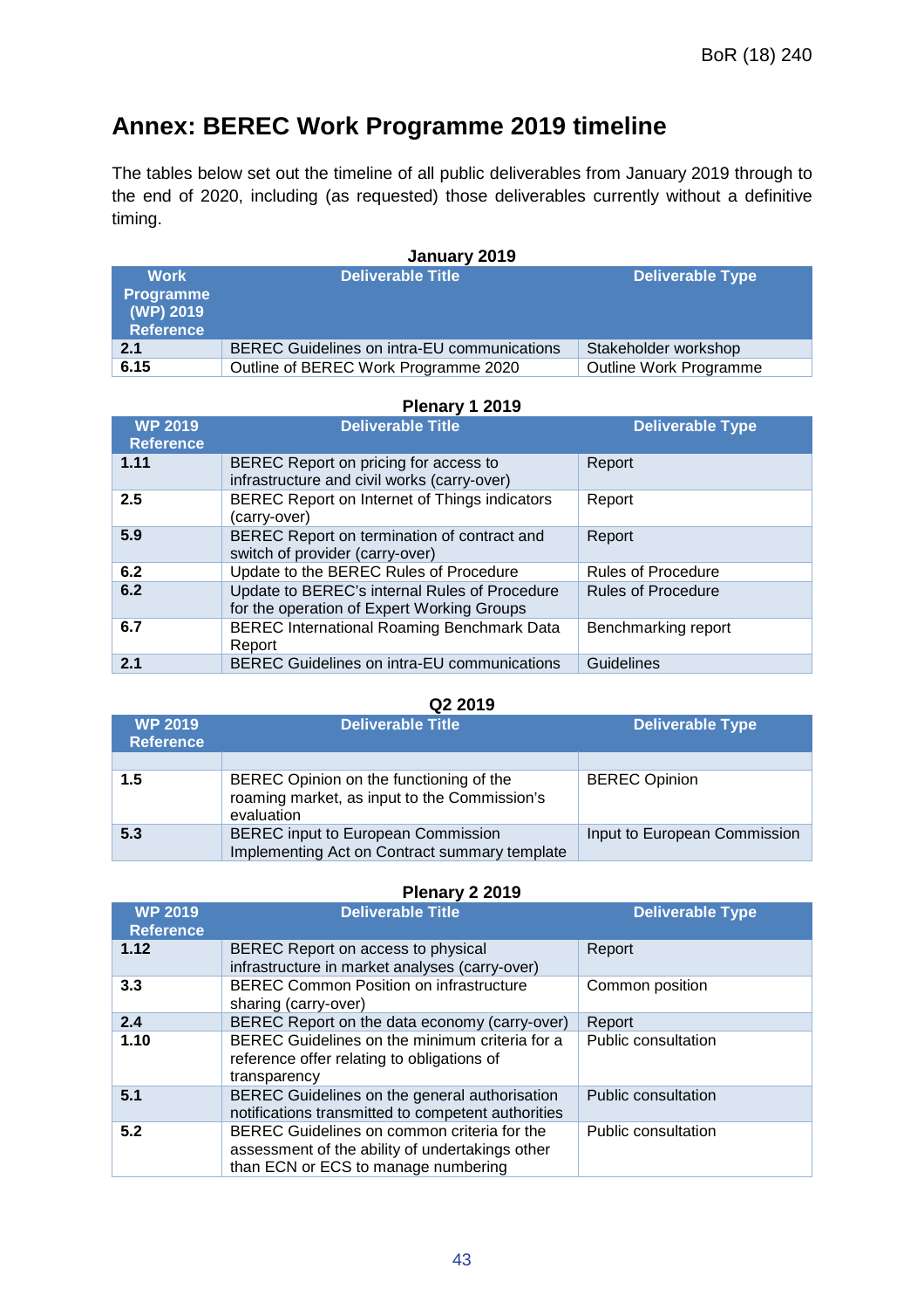# Annex: BEREC Work Programme 2019 timeline

The tables below set out the timeline of all public deliverables from January 2019 through to the end of 2020, including (as requested) those deliverables currently without a definitive timing.

**January 2019**

| Work Programme (WP) 2019 Reference | Deliverable Title | Deliverable Type |
|---|---|---|
| 2.1 | BEREC Guidelines on intra-EU communications | Stakeholder workshop |
| 6.15 | Outline of BEREC Work Programme 2020 | Outline Work Programme |

**Plenary 1 2019**

| WP 2019 Reference | Deliverable Title | Deliverable Type |
|---|---|---|
| 1.11 | BEREC Report on pricing for access to infrastructure and civil works (carry-over) | Report |
| 2.5 | BEREC Report on Internet of Things indicators (carry-over) | Report |
| 5.9 | BEREC Report on termination of contract and switch of provider (carry-over) | Report |
| 6.2 | Update to the BEREC Rules of Procedure | Rules of Procedure |
| 6.2 | Update to BEREC's internal Rules of Procedure for the operation of Expert Working Groups | Rules of Procedure |
| 6.7 | BEREC International Roaming Benchmark Data Report | Benchmarking report |
| 2.1 | BEREC Guidelines on intra-EU communications | Guidelines |

**Q2 2019**

| WP 2019 Reference | Deliverable Title | Deliverable Type |
|---|---|---|
| | | |
| 1.5 | BEREC Opinion on the functioning of the roaming market, as input to the Commission's evaluation | BEREC Opinion |
| 5.3 | BEREC input to European Commission Implementing Act on Contract summary template | Input to European Commission |

**Plenary 2 2019**

| WP 2019 Reference | Deliverable Title | Deliverable Type |
|---|---|---|
| 1.12 | BEREC Report on access to physical infrastructure in market analyses (carry-over) | Report |
| 3.3 | BEREC Common Position on infrastructure sharing (carry-over) | Common position |
| 2.4 | BEREC Report on the data economy (carry-over) | Report |
| 1.10 | BEREC Guidelines on the minimum criteria for a reference offer relating to obligations of transparency | Public consultation |
| 5.1 | BEREC Guidelines on the general authorisation notifications transmitted to competent authorities | Public consultation |
| 5.2 | BEREC Guidelines on common criteria for the assessment of the ability of undertakings other than ECN or ECS to manage numbering | Public consultation |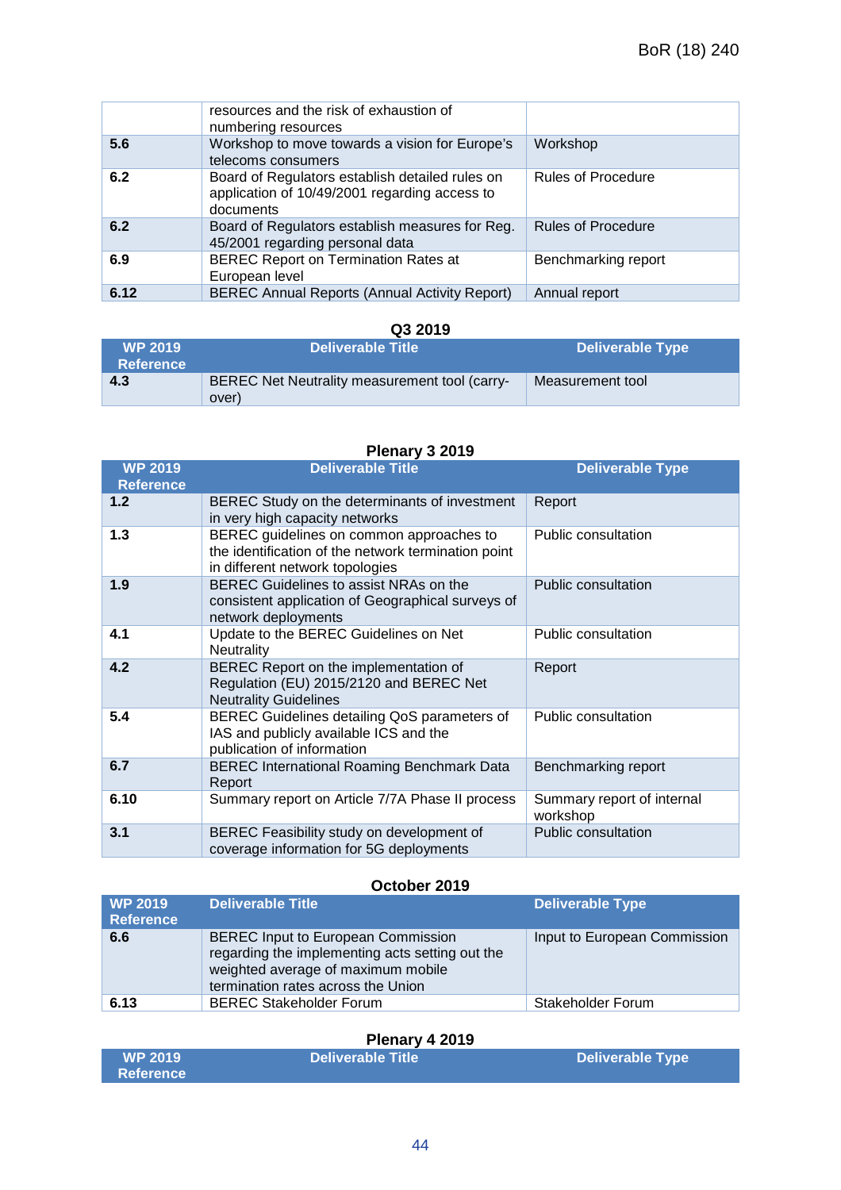| | | |
|---|---|---|
| | resources and the risk of exhaustion of numbering resources | |
| **5.6** | Workshop to move towards a vision for Europe's telecoms consumers | Workshop |
| **6.2** | Board of Regulators establish detailed rules on application of 10/49/2001 regarding access to documents | Rules of Procedure |
| **6.2** | Board of Regulators establish measures for Reg. 45/2001 regarding personal data | Rules of Procedure |
| **6.9** | BEREC Report on Termination Rates at European level | Benchmarking report |
| **6.12** | BEREC Annual Reports (Annual Activity Report) | Annual report |

**Q3 2019**

| WP 2019 Reference | Deliverable Title | Deliverable Type |
|---|---|---|
| **4.3** | BEREC Net Neutrality measurement tool (carry-over) | Measurement tool |

**Plenary 3 2019**

| WP 2019 Reference | Deliverable Title | Deliverable Type |
|---|---|---|
| **1.2** | BEREC Study on the determinants of investment in very high capacity networks | Report |
| **1.3** | BEREC guidelines on common approaches to the identification of the network termination point in different network topologies | Public consultation |
| **1.9** | BEREC Guidelines to assist NRAs on the consistent application of Geographical surveys of network deployments | Public consultation |
| **4.1** | Update to the BEREC Guidelines on Net Neutrality | Public consultation |
| **4.2** | BEREC Report on the implementation of Regulation (EU) 2015/2120 and BEREC Net Neutrality Guidelines | Report |
| **5.4** | BEREC Guidelines detailing QoS parameters of IAS and publicly available ICS and the publication of information | Public consultation |
| **6.7** | BEREC International Roaming Benchmark Data Report | Benchmarking report |
| **6.10** | Summary report on Article 7/7A Phase II process | Summary report of internal workshop |
| **3.1** | BEREC Feasibility study on development of coverage information for 5G deployments | Public consultation |

**October 2019**

| WP 2019 Reference | Deliverable Title | Deliverable Type |
|---|---|---|
| **6.6** | BEREC Input to European Commission regarding the implementing acts setting out the weighted average of maximum mobile termination rates across the Union | Input to European Commission |
| **6.13** | BEREC Stakeholder Forum | Stakeholder Forum |

**Plenary 4 2019**

| WP 2019 Reference | Deliverable Title | Deliverable Type |
|---|---|---|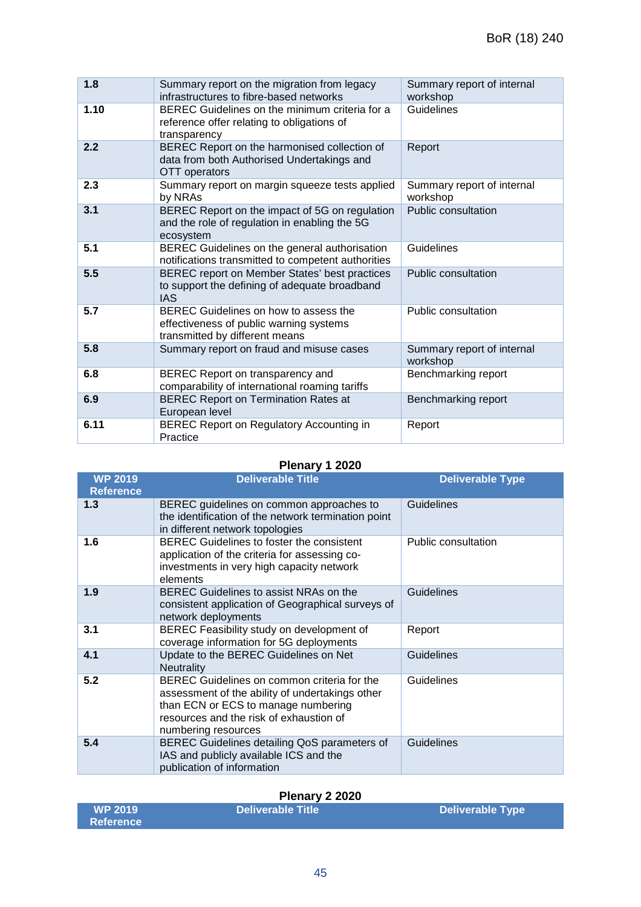| | | |
|---|---|---|
| 1.8 | Summary report on the migration from legacy infrastructures to fibre-based networks | Summary report of internal workshop |
| 1.10 | BEREC Guidelines on the minimum criteria for a reference offer relating to obligations of transparency | Guidelines |
| 2.2 | BEREC Report on the harmonised collection of data from both Authorised Undertakings and OTT operators | Report |
| 2.3 | Summary report on margin squeeze tests applied by NRAs | Summary report of internal workshop |
| 3.1 | BEREC Report on the impact of 5G on regulation and the role of regulation in enabling the 5G ecosystem | Public consultation |
| 5.1 | BEREC Guidelines on the general authorisation notifications transmitted to competent authorities | Guidelines |
| 5.5 | BEREC report on Member States' best practices to support the defining of adequate broadband IAS | Public consultation |
| 5.7 | BEREC Guidelines on how to assess the effectiveness of public warning systems transmitted by different means | Public consultation |
| 5.8 | Summary report on fraud and misuse cases | Summary report of internal workshop |
| 6.8 | BEREC Report on transparency and comparability of international roaming tariffs | Benchmarking report |
| 6.9 | BEREC Report on Termination Rates at European level | Benchmarking report |
| 6.11 | BEREC Report on Regulatory Accounting in Practice | Report |

**Plenary 1 2020**

| WP 2019 Reference | Deliverable Title | Deliverable Type |
|---|---|---|
| 1.3 | BEREC guidelines on common approaches to the identification of the network termination point in different network topologies | Guidelines |
| 1.6 | BEREC Guidelines to foster the consistent application of the criteria for assessing co-investments in very high capacity network elements | Public consultation |
| 1.9 | BEREC Guidelines to assist NRAs on the consistent application of Geographical surveys of network deployments | Guidelines |
| 3.1 | BEREC Feasibility study on development of coverage information for 5G deployments | Report |
| 4.1 | Update to the BEREC Guidelines on Net Neutrality | Guidelines |
| 5.2 | BEREC Guidelines on common criteria for the assessment of the ability of undertakings other than ECN or ECS to manage numbering resources and the risk of exhaustion of numbering resources | Guidelines |
| 5.4 | BEREC Guidelines detailing QoS parameters of IAS and publicly available ICS and the publication of information | Guidelines |

**Plenary 2 2020**

| WP 2019 Reference | Deliverable Title | Deliverable Type |
|---|---|---|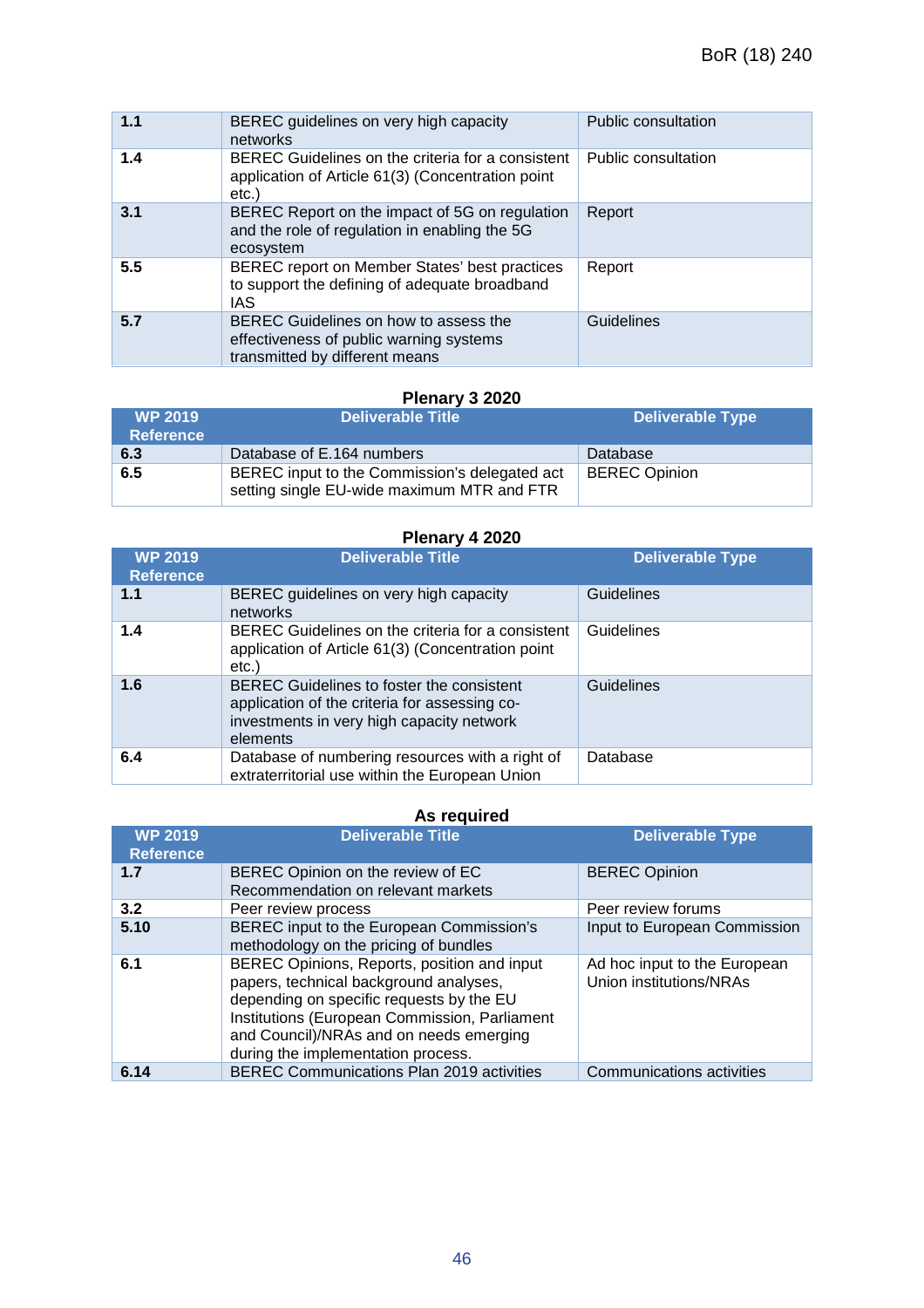| | | |
|---|---|---|
| **1.1** | BEREC guidelines on very high capacity networks | Public consultation |
| **1.4** | BEREC Guidelines on the criteria for a consistent application of Article 61(3) (Concentration point etc.) | Public consultation |
| **3.1** | BEREC Report on the impact of 5G on regulation and the role of regulation in enabling the 5G ecosystem | Report |
| **5.5** | BEREC report on Member States' best practices to support the defining of adequate broadband IAS | Report |
| **5.7** | BEREC Guidelines on how to assess the effectiveness of public warning systems transmitted by different means | Guidelines |

**Plenary 3 2020**

| WP 2019 Reference | Deliverable Title | Deliverable Type |
|---|---|---|
| **6.3** | Database of E.164 numbers | Database |
| **6.5** | BEREC input to the Commission's delegated act setting single EU-wide maximum MTR and FTR | BEREC Opinion |

**Plenary 4 2020**

| WP 2019 Reference | Deliverable Title | Deliverable Type |
|---|---|---|
| **1.1** | BEREC guidelines on very high capacity networks | Guidelines |
| **1.4** | BEREC Guidelines on the criteria for a consistent application of Article 61(3) (Concentration point etc.) | Guidelines |
| **1.6** | BEREC Guidelines to foster the consistent application of the criteria for assessing co-investments in very high capacity network elements | Guidelines |
| **6.4** | Database of numbering resources with a right of extraterritorial use within the European Union | Database |

**As required**

| WP 2019 Reference | Deliverable Title | Deliverable Type |
|---|---|---|
| **1.7** | BEREC Opinion on the review of EC Recommendation on relevant markets | BEREC Opinion |
| **3.2** | Peer review process | Peer review forums |
| **5.10** | BEREC input to the European Commission's methodology on the pricing of bundles | Input to European Commission |
| **6.1** | BEREC Opinions, Reports, position and input papers, technical background analyses, depending on specific requests by the EU Institutions (European Commission, Parliament and Council)/NRAs and on needs emerging during the implementation process. | Ad hoc input to the European Union institutions/NRAs |
| **6.14** | BEREC Communications Plan 2019 activities | Communications activities |